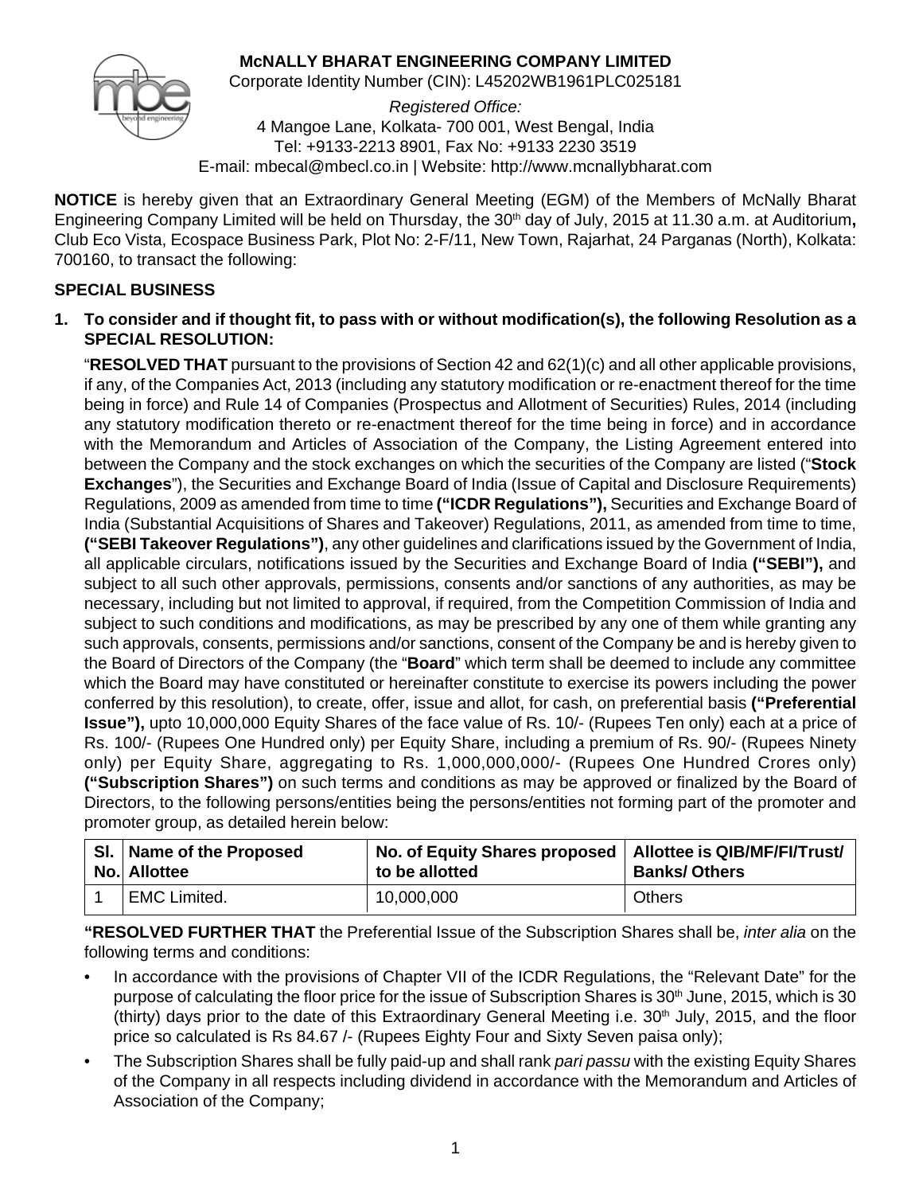# McNALLY BHARAT ENGINEERING COMPANY LIMITED

Corporate Identity Number (CIN): L45202WB1961PLC025181

*Registered Office:*
4 Mangoe Lane, Kolkata- 700 001, West Bengal, India
Tel: +9133-2213 8901, Fax No: +9133 2230 3519
E-mail: mbecal@mbecl.co.in | Website: http://www.mcnallybharat.com

**NOTICE** is hereby given that an Extraordinary General Meeting (EGM) of the Members of McNally Bharat Engineering Company Limited will be held on Thursday, the 30th day of July, 2015 at 11.30 a.m. at Auditorium**,** Club Eco Vista, Ecospace Business Park, Plot No: 2-F/11, New Town, Rajarhat, 24 Parganas (North), Kolkata: 700160, to transact the following:

## SPECIAL BUSINESS

**1. To consider and if thought fit, to pass with or without modification(s), the following Resolution as a SPECIAL RESOLUTION:**

"**RESOLVED THAT** pursuant to the provisions of Section 42 and 62(1)(c) and all other applicable provisions, if any, of the Companies Act, 2013 (including any statutory modification or re-enactment thereof for the time being in force) and Rule 14 of Companies (Prospectus and Allotment of Securities) Rules, 2014 (including any statutory modification thereto or re-enactment thereof for the time being in force) and in accordance with the Memorandum and Articles of Association of the Company, the Listing Agreement entered into between the Company and the stock exchanges on which the securities of the Company are listed ("**Stock Exchanges**"), the Securities and Exchange Board of India (Issue of Capital and Disclosure Requirements) Regulations, 2009 as amended from time to time **("ICDR Regulations"),** Securities and Exchange Board of India (Substantial Acquisitions of Shares and Takeover) Regulations, 2011, as amended from time to time, **("SEBI Takeover Regulations")**, any other guidelines and clarifications issued by the Government of India, all applicable circulars, notifications issued by the Securities and Exchange Board of India **("SEBI"),** and subject to all such other approvals, permissions, consents and/or sanctions of any authorities, as may be necessary, including but not limited to approval, if required, from the Competition Commission of India and subject to such conditions and modifications, as may be prescribed by any one of them while granting any such approvals, consents, permissions and/or sanctions, consent of the Company be and is hereby given to the Board of Directors of the Company (the "**Board**" which term shall be deemed to include any committee which the Board may have constituted or hereinafter constitute to exercise its powers including the power conferred by this resolution), to create, offer, issue and allot, for cash, on preferential basis **("Preferential Issue"),** upto 10,000,000 Equity Shares of the face value of Rs. 10/- (Rupees Ten only) each at a price of Rs. 100/- (Rupees One Hundred only) per Equity Share, including a premium of Rs. 90/- (Rupees Ninety only) per Equity Share, aggregating to Rs. 1,000,000,000/- (Rupees One Hundred Crores only) **("Subscription Shares")** on such terms and conditions as may be approved or finalized by the Board of Directors, to the following persons/entities being the persons/entities not forming part of the promoter and promoter group, as detailed herein below:

| Sl. No. | Name of the Proposed Allottee | No. of Equity Shares proposed to be allotted | Allottee is QIB/MF/FI/Trust/ Banks/ Others |
|---|---|---|---|
| 1 | EMC Limited. | 10,000,000 | Others |

**"RESOLVED FURTHER THAT** the Preferential Issue of the Subscription Shares shall be, *inter alia* on the following terms and conditions:

- In accordance with the provisions of Chapter VII of the ICDR Regulations, the "Relevant Date" for the purpose of calculating the floor price for the issue of Subscription Shares is 30th June, 2015, which is 30 (thirty) days prior to the date of this Extraordinary General Meeting i.e. 30th July, 2015, and the floor price so calculated is Rs 84.67 /- (Rupees Eighty Four and Sixty Seven paisa only);
- The Subscription Shares shall be fully paid-up and shall rank *pari passu* with the existing Equity Shares of the Company in all respects including dividend in accordance with the Memorandum and Articles of Association of the Company;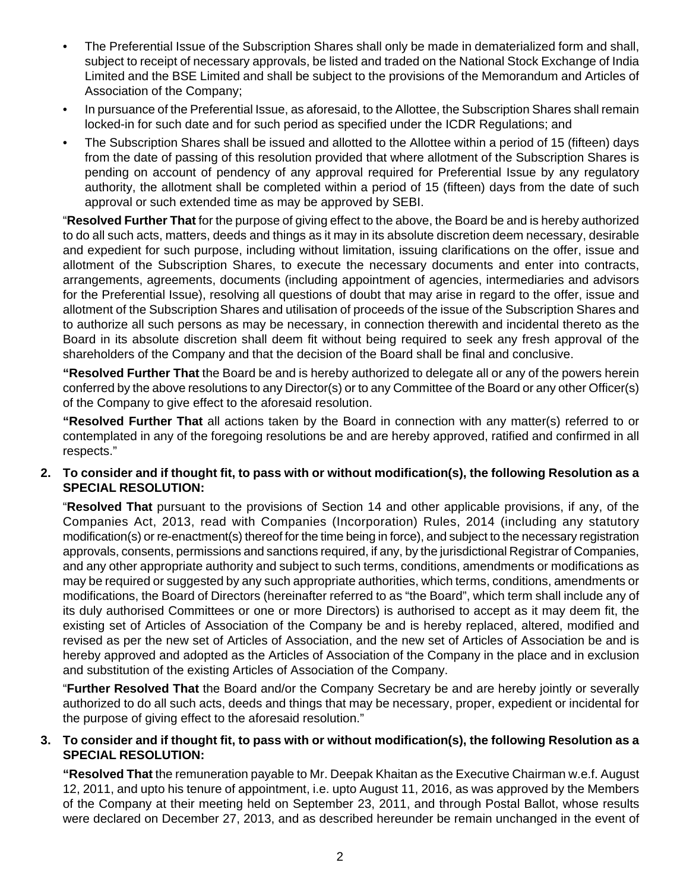- The Preferential Issue of the Subscription Shares shall only be made in dematerialized form and shall, subject to receipt of necessary approvals, be listed and traded on the National Stock Exchange of India Limited and the BSE Limited and shall be subject to the provisions of the Memorandum and Articles of Association of the Company;
- In pursuance of the Preferential Issue, as aforesaid, to the Allottee, the Subscription Shares shall remain locked-in for such date and for such period as specified under the ICDR Regulations; and
- The Subscription Shares shall be issued and allotted to the Allottee within a period of 15 (fifteen) days from the date of passing of this resolution provided that where allotment of the Subscription Shares is pending on account of pendency of any approval required for Preferential Issue by any regulatory authority, the allotment shall be completed within a period of 15 (fifteen) days from the date of such approval or such extended time as may be approved by SEBI.

"**Resolved Further That** for the purpose of giving effect to the above, the Board be and is hereby authorized to do all such acts, matters, deeds and things as it may in its absolute discretion deem necessary, desirable and expedient for such purpose, including without limitation, issuing clarifications on the offer, issue and allotment of the Subscription Shares, to execute the necessary documents and enter into contracts, arrangements, agreements, documents (including appointment of agencies, intermediaries and advisors for the Preferential Issue), resolving all questions of doubt that may arise in regard to the offer, issue and allotment of the Subscription Shares and utilisation of proceeds of the issue of the Subscription Shares and to authorize all such persons as may be necessary, in connection therewith and incidental thereto as the Board in its absolute discretion shall deem fit without being required to seek any fresh approval of the shareholders of the Company and that the decision of the Board shall be final and conclusive.

**"Resolved Further That** the Board be and is hereby authorized to delegate all or any of the powers herein conferred by the above resolutions to any Director(s) or to any Committee of the Board or any other Officer(s) of the Company to give effect to the aforesaid resolution.

**"Resolved Further That** all actions taken by the Board in connection with any matter(s) referred to or contemplated in any of the foregoing resolutions be and are hereby approved, ratified and confirmed in all respects."

**2. To consider and if thought fit, to pass with or without modification(s), the following Resolution as a SPECIAL RESOLUTION:**

"**Resolved That** pursuant to the provisions of Section 14 and other applicable provisions, if any, of the Companies Act, 2013, read with Companies (Incorporation) Rules, 2014 (including any statutory modification(s) or re-enactment(s) thereof for the time being in force), and subject to the necessary registration approvals, consents, permissions and sanctions required, if any, by the jurisdictional Registrar of Companies, and any other appropriate authority and subject to such terms, conditions, amendments or modifications as may be required or suggested by any such appropriate authorities, which terms, conditions, amendments or modifications, the Board of Directors (hereinafter referred to as "the Board", which term shall include any of its duly authorised Committees or one or more Directors) is authorised to accept as it may deem fit, the existing set of Articles of Association of the Company be and is hereby replaced, altered, modified and revised as per the new set of Articles of Association, and the new set of Articles of Association be and is hereby approved and adopted as the Articles of Association of the Company in the place and in exclusion and substitution of the existing Articles of Association of the Company.

"**Further Resolved That** the Board and/or the Company Secretary be and are hereby jointly or severally authorized to do all such acts, deeds and things that may be necessary, proper, expedient or incidental for the purpose of giving effect to the aforesaid resolution."

**3. To consider and if thought fit, to pass with or without modification(s), the following Resolution as a SPECIAL RESOLUTION:**

**"Resolved That** the remuneration payable to Mr. Deepak Khaitan as the Executive Chairman w.e.f. August 12, 2011, and upto his tenure of appointment, i.e. upto August 11, 2016, as was approved by the Members of the Company at their meeting held on September 23, 2011, and through Postal Ballot, whose results were declared on December 27, 2013, and as described hereunder be remain unchanged in the event of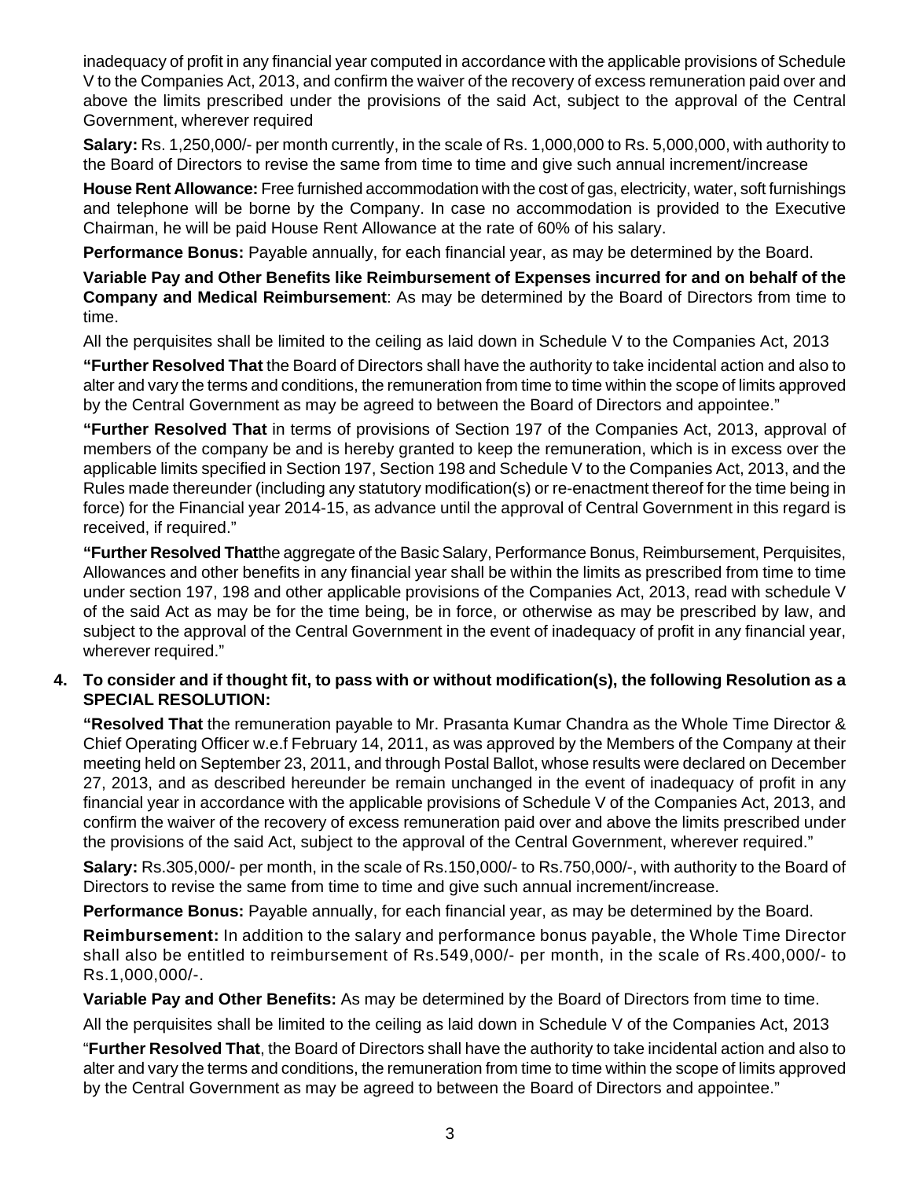inadequacy of profit in any financial year computed in accordance with the applicable provisions of Schedule V to the Companies Act, 2013, and confirm the waiver of the recovery of excess remuneration paid over and above the limits prescribed under the provisions of the said Act, subject to the approval of the Central Government, wherever required

**Salary:** Rs. 1,250,000/- per month currently, in the scale of Rs. 1,000,000 to Rs. 5,000,000, with authority to the Board of Directors to revise the same from time to time and give such annual increment/increase

**House Rent Allowance:** Free furnished accommodation with the cost of gas, electricity, water, soft furnishings and telephone will be borne by the Company. In case no accommodation is provided to the Executive Chairman, he will be paid House Rent Allowance at the rate of 60% of his salary.

**Performance Bonus:** Payable annually, for each financial year, as may be determined by the Board.

**Variable Pay and Other Benefits like Reimbursement of Expenses incurred for and on behalf of the Company and Medical Reimbursement**: As may be determined by the Board of Directors from time to time.

All the perquisites shall be limited to the ceiling as laid down in Schedule V to the Companies Act, 2013

**"Further Resolved That** the Board of Directors shall have the authority to take incidental action and also to alter and vary the terms and conditions, the remuneration from time to time within the scope of limits approved by the Central Government as may be agreed to between the Board of Directors and appointee."

**"Further Resolved That** in terms of provisions of Section 197 of the Companies Act, 2013, approval of members of the company be and is hereby granted to keep the remuneration, which is in excess over the applicable limits specified in Section 197, Section 198 and Schedule V to the Companies Act, 2013, and the Rules made thereunder (including any statutory modification(s) or re-enactment thereof for the time being in force) for the Financial year 2014-15, as advance until the approval of Central Government in this regard is received, if required."

**"Further Resolved That**the aggregate of the Basic Salary, Performance Bonus, Reimbursement, Perquisites, Allowances and other benefits in any financial year shall be within the limits as prescribed from time to time under section 197, 198 and other applicable provisions of the Companies Act, 2013, read with schedule V of the said Act as may be for the time being, be in force, or otherwise as may be prescribed by law, and subject to the approval of the Central Government in the event of inadequacy of profit in any financial year, wherever required."

4. **To consider and if thought fit, to pass with or without modification(s), the following Resolution as a SPECIAL RESOLUTION:**

**"Resolved That** the remuneration payable to Mr. Prasanta Kumar Chandra as the Whole Time Director & Chief Operating Officer w.e.f February 14, 2011, as was approved by the Members of the Company at their meeting held on September 23, 2011, and through Postal Ballot, whose results were declared on December 27, 2013, and as described hereunder be remain unchanged in the event of inadequacy of profit in any financial year in accordance with the applicable provisions of Schedule V of the Companies Act, 2013, and confirm the waiver of the recovery of excess remuneration paid over and above the limits prescribed under the provisions of the said Act, subject to the approval of the Central Government, wherever required."

**Salary:** Rs.305,000/- per month, in the scale of Rs.150,000/- to Rs.750,000/-, with authority to the Board of Directors to revise the same from time to time and give such annual increment/increase.

**Performance Bonus:** Payable annually, for each financial year, as may be determined by the Board.

**Reimbursement:** In addition to the salary and performance bonus payable, the Whole Time Director shall also be entitled to reimbursement of Rs.549,000/- per month, in the scale of Rs.400,000/- to Rs.1,000,000/-.

**Variable Pay and Other Benefits:** As may be determined by the Board of Directors from time to time.

All the perquisites shall be limited to the ceiling as laid down in Schedule V of the Companies Act, 2013

"**Further Resolved That**, the Board of Directors shall have the authority to take incidental action and also to alter and vary the terms and conditions, the remuneration from time to time within the scope of limits approved by the Central Government as may be agreed to between the Board of Directors and appointee."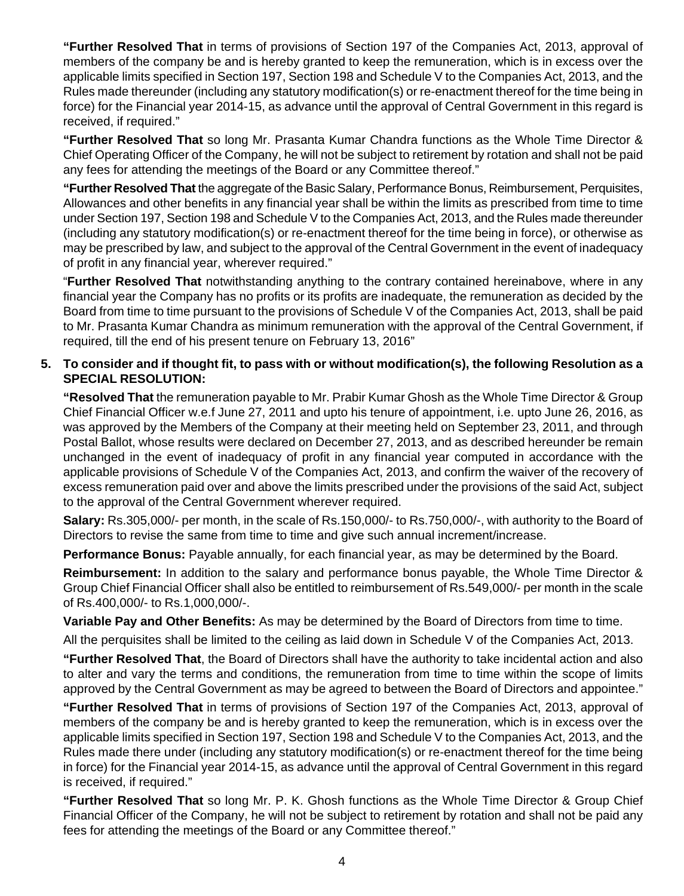**"Further Resolved That** in terms of provisions of Section 197 of the Companies Act, 2013, approval of members of the company be and is hereby granted to keep the remuneration, which is in excess over the applicable limits specified in Section 197, Section 198 and Schedule V to the Companies Act, 2013, and the Rules made thereunder (including any statutory modification(s) or re-enactment thereof for the time being in force) for the Financial year 2014-15, as advance until the approval of Central Government in this regard is received, if required."

**"Further Resolved That** so long Mr. Prasanta Kumar Chandra functions as the Whole Time Director & Chief Operating Officer of the Company, he will not be subject to retirement by rotation and shall not be paid any fees for attending the meetings of the Board or any Committee thereof."

**"Further Resolved That** the aggregate of the Basic Salary, Performance Bonus, Reimbursement, Perquisites, Allowances and other benefits in any financial year shall be within the limits as prescribed from time to time under Section 197, Section 198 and Schedule V to the Companies Act, 2013, and the Rules made thereunder (including any statutory modification(s) or re-enactment thereof for the time being in force), or otherwise as may be prescribed by law, and subject to the approval of the Central Government in the event of inadequacy of profit in any financial year, wherever required."

"**Further Resolved That** notwithstanding anything to the contrary contained hereinabove, where in any financial year the Company has no profits or its profits are inadequate, the remuneration as decided by the Board from time to time pursuant to the provisions of Schedule V of the Companies Act, 2013, shall be paid to Mr. Prasanta Kumar Chandra as minimum remuneration with the approval of the Central Government, if required, till the end of his present tenure on February 13, 2016"

**5. To consider and if thought fit, to pass with or without modification(s), the following Resolution as a SPECIAL RESOLUTION:**

**"Resolved That** the remuneration payable to Mr. Prabir Kumar Ghosh as the Whole Time Director & Group Chief Financial Officer w.e.f June 27, 2011 and upto his tenure of appointment, i.e. upto June 26, 2016, as was approved by the Members of the Company at their meeting held on September 23, 2011, and through Postal Ballot, whose results were declared on December 27, 2013, and as described hereunder be remain unchanged in the event of inadequacy of profit in any financial year computed in accordance with the applicable provisions of Schedule V of the Companies Act, 2013, and confirm the waiver of the recovery of excess remuneration paid over and above the limits prescribed under the provisions of the said Act, subject to the approval of the Central Government wherever required.

**Salary:** Rs.305,000/- per month, in the scale of Rs.150,000/- to Rs.750,000/-, with authority to the Board of Directors to revise the same from time to time and give such annual increment/increase.

**Performance Bonus:** Payable annually, for each financial year, as may be determined by the Board.

**Reimbursement:** In addition to the salary and performance bonus payable, the Whole Time Director & Group Chief Financial Officer shall also be entitled to reimbursement of Rs.549,000/- per month in the scale of Rs.400,000/- to Rs.1,000,000/-.

**Variable Pay and Other Benefits:** As may be determined by the Board of Directors from time to time.

All the perquisites shall be limited to the ceiling as laid down in Schedule V of the Companies Act, 2013.

**"Further Resolved That**, the Board of Directors shall have the authority to take incidental action and also to alter and vary the terms and conditions, the remuneration from time to time within the scope of limits approved by the Central Government as may be agreed to between the Board of Directors and appointee."

**"Further Resolved That** in terms of provisions of Section 197 of the Companies Act, 2013, approval of members of the company be and is hereby granted to keep the remuneration, which is in excess over the applicable limits specified in Section 197, Section 198 and Schedule V to the Companies Act, 2013, and the Rules made there under (including any statutory modification(s) or re-enactment thereof for the time being in force) for the Financial year 2014-15, as advance until the approval of Central Government in this regard is received, if required."

**"Further Resolved That** so long Mr. P. K. Ghosh functions as the Whole Time Director & Group Chief Financial Officer of the Company, he will not be subject to retirement by rotation and shall not be paid any fees for attending the meetings of the Board or any Committee thereof."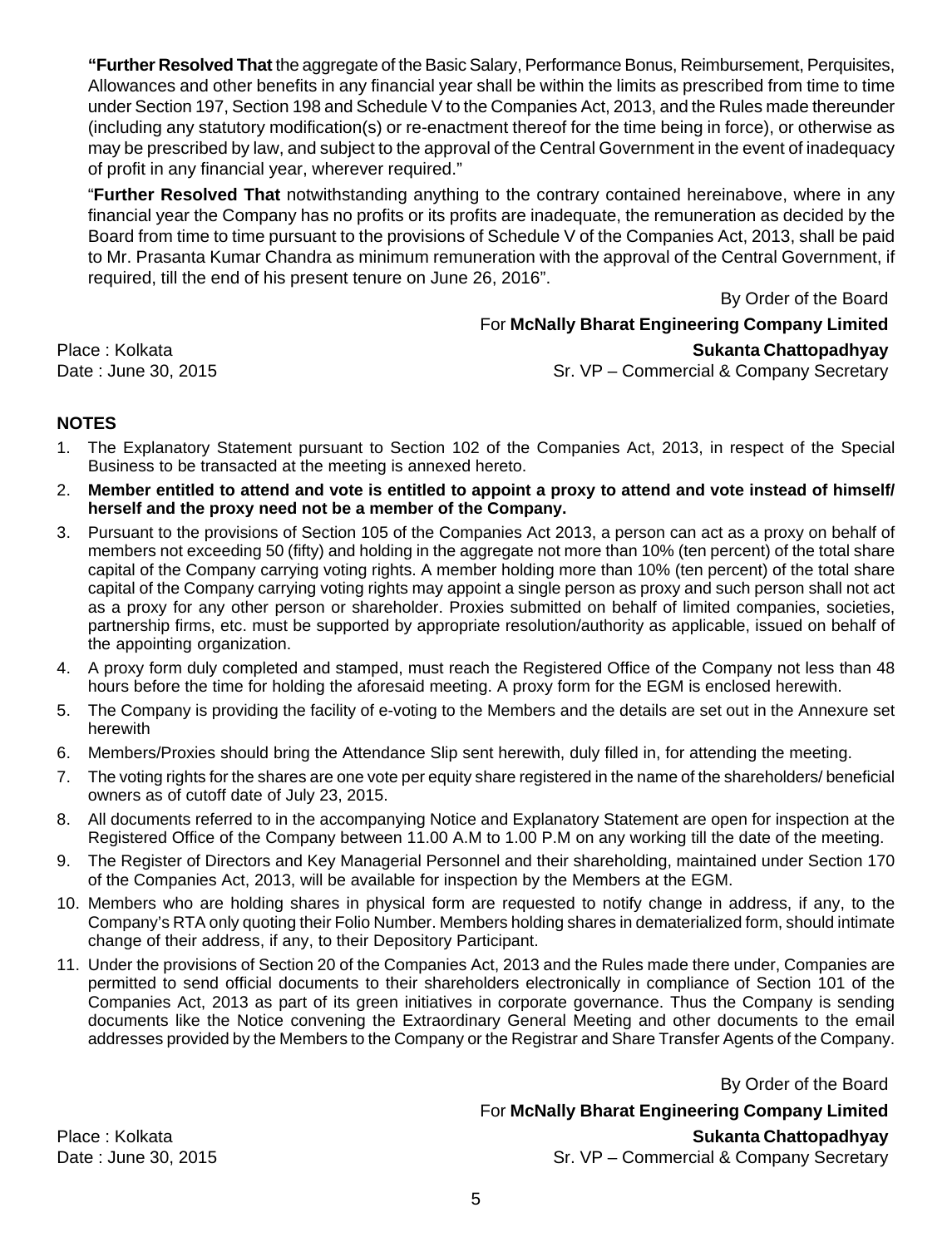**"Further Resolved That** the aggregate of the Basic Salary, Performance Bonus, Reimbursement, Perquisites, Allowances and other benefits in any financial year shall be within the limits as prescribed from time to time under Section 197, Section 198 and Schedule V to the Companies Act, 2013, and the Rules made thereunder (including any statutory modification(s) or re-enactment thereof for the time being in force), or otherwise as may be prescribed by law, and subject to the approval of the Central Government in the event of inadequacy of profit in any financial year, wherever required."

"**Further Resolved That** notwithstanding anything to the contrary contained hereinabove, where in any financial year the Company has no profits or its profits are inadequate, the remuneration as decided by the Board from time to time pursuant to the provisions of Schedule V of the Companies Act, 2013, shall be paid to Mr. Prasanta Kumar Chandra as minimum remuneration with the approval of the Central Government, if required, till the end of his present tenure on June 26, 2016".

By Order of the Board

For **McNally Bharat Engineering Company Limited**

Place : Kolkata

Date : June 30, 2015

**Sukanta Chattopadhyay**

Sr. VP – Commercial & Company Secretary

## NOTES

1. The Explanatory Statement pursuant to Section 102 of the Companies Act, 2013, in respect of the Special Business to be transacted at the meeting is annexed hereto.
2. **Member entitled to attend and vote is entitled to appoint a proxy to attend and vote instead of himself/herself and the proxy need not be a member of the Company.**
3. Pursuant to the provisions of Section 105 of the Companies Act 2013, a person can act as a proxy on behalf of members not exceeding 50 (fifty) and holding in the aggregate not more than 10% (ten percent) of the total share capital of the Company carrying voting rights. A member holding more than 10% (ten percent) of the total share capital of the Company carrying voting rights may appoint a single person as proxy and such person shall not act as a proxy for any other person or shareholder. Proxies submitted on behalf of limited companies, societies, partnership firms, etc. must be supported by appropriate resolution/authority as applicable, issued on behalf of the appointing organization.
4. A proxy form duly completed and stamped, must reach the Registered Office of the Company not less than 48 hours before the time for holding the aforesaid meeting. A proxy form for the EGM is enclosed herewith.
5. The Company is providing the facility of e-voting to the Members and the details are set out in the Annexure set herewith
6. Members/Proxies should bring the Attendance Slip sent herewith, duly filled in, for attending the meeting.
7. The voting rights for the shares are one vote per equity share registered in the name of the shareholders/ beneficial owners as of cutoff date of July 23, 2015.
8. All documents referred to in the accompanying Notice and Explanatory Statement are open for inspection at the Registered Office of the Company between 11.00 A.M to 1.00 P.M on any working till the date of the meeting.
9. The Register of Directors and Key Managerial Personnel and their shareholding, maintained under Section 170 of the Companies Act, 2013, will be available for inspection by the Members at the EGM.
10. Members who are holding shares in physical form are requested to notify change in address, if any, to the Company's RTA only quoting their Folio Number. Members holding shares in dematerialized form, should intimate change of their address, if any, to their Depository Participant.
11. Under the provisions of Section 20 of the Companies Act, 2013 and the Rules made there under, Companies are permitted to send official documents to their shareholders electronically in compliance of Section 101 of the Companies Act, 2013 as part of its green initiatives in corporate governance. Thus the Company is sending documents like the Notice convening the Extraordinary General Meeting and other documents to the email addresses provided by the Members to the Company or the Registrar and Share Transfer Agents of the Company.

By Order of the Board

For **McNally Bharat Engineering Company Limited**

Place : Kolkata

Date : June 30, 2015

**Sukanta Chattopadhyay**

Sr. VP – Commercial & Company Secretary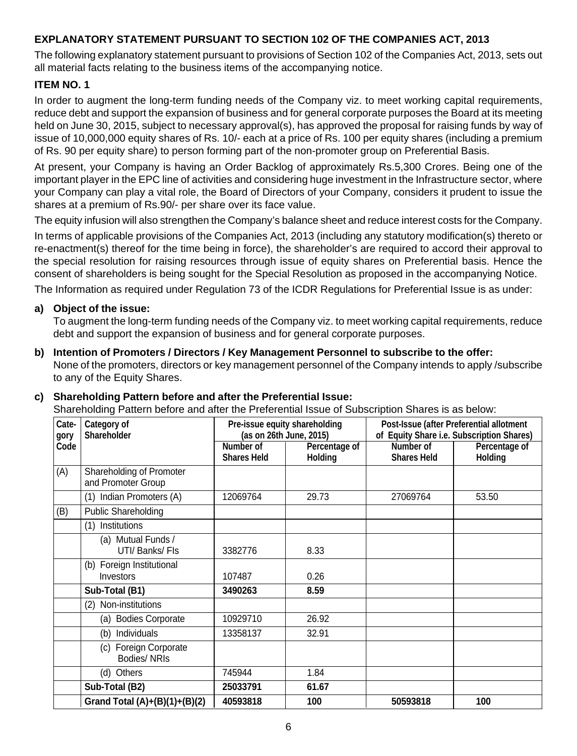## EXPLANATORY STATEMENT PURSUANT TO SECTION 102 OF THE COMPANIES ACT, 2013

The following explanatory statement pursuant to provisions of Section 102 of the Companies Act, 2013, sets out all material facts relating to the business items of the accompanying notice.

### ITEM NO. 1

In order to augment the long-term funding needs of the Company viz. to meet working capital requirements, reduce debt and support the expansion of business and for general corporate purposes the Board at its meeting held on June 30, 2015, subject to necessary approval(s), has approved the proposal for raising funds by way of issue of 10,000,000 equity shares of Rs. 10/- each at a price of Rs. 100 per equity shares (including a premium of Rs. 90 per equity share) to person forming part of the non-promoter group on Preferential Basis.

At present, your Company is having an Order Backlog of approximately Rs.5,300 Crores. Being one of the important player in the EPC line of activities and considering huge investment in the Infrastructure sector, where your Company can play a vital role, the Board of Directors of your Company, considers it prudent to issue the shares at a premium of Rs.90/- per share over its face value.

The equity infusion will also strengthen the Company's balance sheet and reduce interest costs for the Company.

In terms of applicable provisions of the Companies Act, 2013 (including any statutory modification(s) thereto or re-enactment(s) thereof for the time being in force), the shareholder's are required to accord their approval to the special resolution for raising resources through issue of equity shares on Preferential basis. Hence the consent of shareholders is being sought for the Special Resolution as proposed in the accompanying Notice.

The Information as required under Regulation 73 of the ICDR Regulations for Preferential Issue is as under:

**a) Object of the issue:**

To augment the long-term funding needs of the Company viz. to meet working capital requirements, reduce debt and support the expansion of business and for general corporate purposes.

**b) Intention of Promoters / Directors / Key Management Personnel to subscribe to the offer:**

None of the promoters, directors or key management personnel of the Company intends to apply /subscribe to any of the Equity Shares.

**c) Shareholding Pattern before and after the Preferential Issue:**

Shareholding Pattern before and after the Preferential Issue of Subscription Shares is as below:

| Category Code | Category of Shareholder | Pre-issue equity shareholding (as on 26th June, 2015) | | Post-Issue (after Preferential allotment of Equity Share i.e. Subscription Shares) | |
|---|---|---|---|---|---|
| | | Number of Shares Held | Percentage of Holding | Number of Shares Held | Percentage of Holding |
| (A) | Shareholding of Promoter and Promoter Group | | | | |
| | (1) Indian Promoters (A) | 12069764 | 29.73 | 27069764 | 53.50 |
| (B) | Public Shareholding | | | | |
| | (1) Institutions | | | | |
| | (a) Mutual Funds / UTI/ Banks/ FIs | 3382776 | 8.33 | | |
| | (b) Foreign Institutional Investors | 107487 | 0.26 | | |
| | **Sub-Total (B1)** | **3490263** | **8.59** | | |
| | (2) Non-institutions | | | | |
| | (a) Bodies Corporate | 10929710 | 26.92 | | |
| | (b) Individuals | 13358137 | 32.91 | | |
| | (c) Foreign Corporate Bodies/ NRIs | | | | |
| | (d) Others | 745944 | 1.84 | | |
| | **Sub-Total (B2)** | **25033791** | **61.67** | | |
| | **Grand Total (A)+(B)(1)+(B)(2)** | **40593818** | **100** | **50593818** | **100** |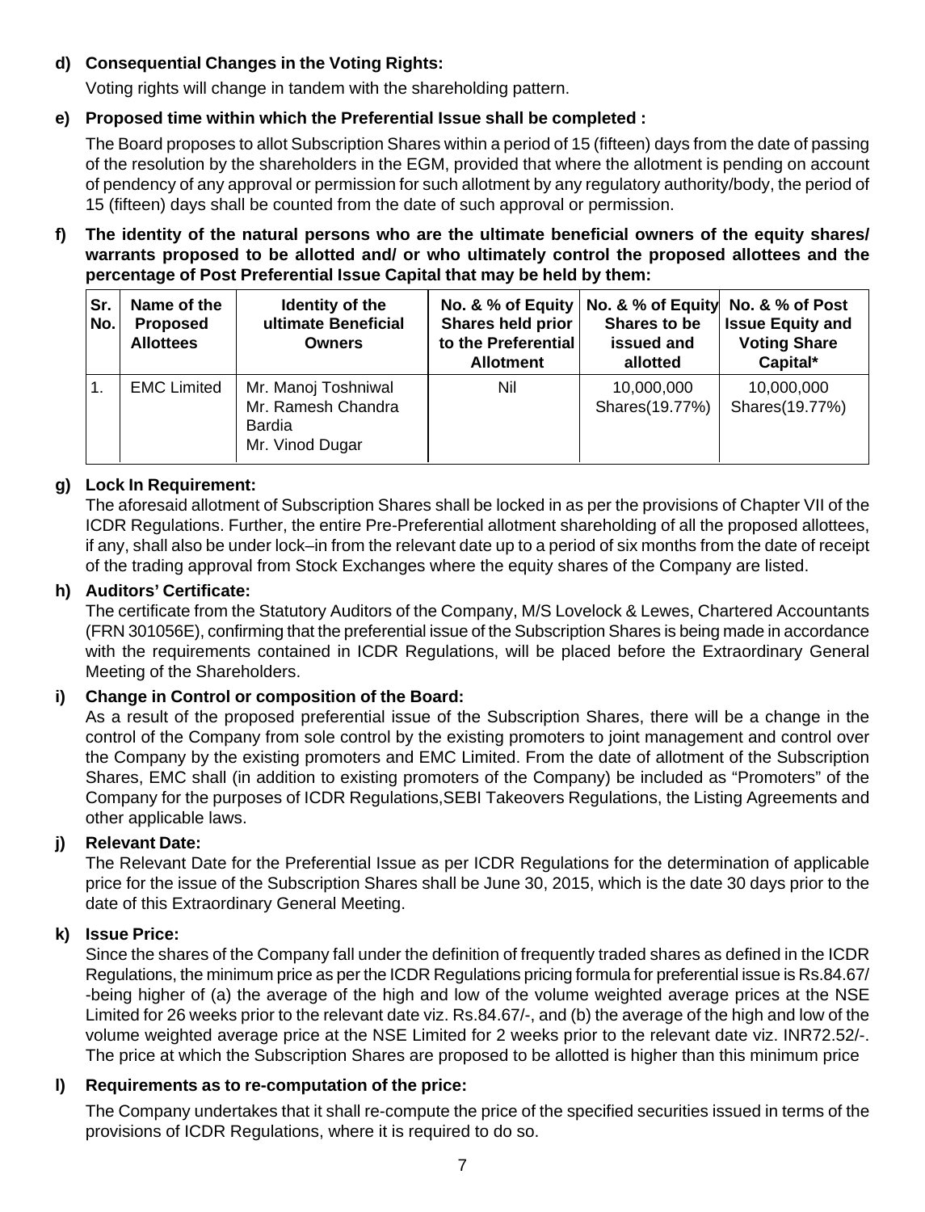**d) Consequential Changes in the Voting Rights:**

Voting rights will change in tandem with the shareholding pattern.

**e) Proposed time within which the Preferential Issue shall be completed :**

The Board proposes to allot Subscription Shares within a period of 15 (fifteen) days from the date of passing of the resolution by the shareholders in the EGM, provided that where the allotment is pending on account of pendency of any approval or permission for such allotment by any regulatory authority/body, the period of 15 (fifteen) days shall be counted from the date of such approval or permission.

**f) The identity of the natural persons who are the ultimate beneficial owners of the equity shares/ warrants proposed to be allotted and/ or who ultimately control the proposed allottees and the percentage of Post Preferential Issue Capital that may be held by them:**

| Sr. No. | Name of the Proposed Allottees | Identity of the ultimate Beneficial Owners | No. & % of Equity Shares held prior to the Preferential Allotment | No. & % of Equity Shares to be issued and allotted | No. & % of Post Issue Equity and Voting Share Capital* |
|---|---|---|---|---|---|
| 1. | EMC Limited | Mr. Manoj Toshniwal<br>Mr. Ramesh Chandra Bardia<br>Mr. Vinod Dugar | Nil | 10,000,000 Shares(19.77%) | 10,000,000 Shares(19.77%) |

**g) Lock In Requirement:**

The aforesaid allotment of Subscription Shares shall be locked in as per the provisions of Chapter VII of the ICDR Regulations. Further, the entire Pre-Preferential allotment shareholding of all the proposed allottees, if any, shall also be under lock–in from the relevant date up to a period of six months from the date of receipt of the trading approval from Stock Exchanges where the equity shares of the Company are listed.

**h) Auditors' Certificate:**

The certificate from the Statutory Auditors of the Company, M/S Lovelock & Lewes, Chartered Accountants (FRN 301056E), confirming that the preferential issue of the Subscription Shares is being made in accordance with the requirements contained in ICDR Regulations, will be placed before the Extraordinary General Meeting of the Shareholders.

**i) Change in Control or composition of the Board:**

As a result of the proposed preferential issue of the Subscription Shares, there will be a change in the control of the Company from sole control by the existing promoters to joint management and control over the Company by the existing promoters and EMC Limited. From the date of allotment of the Subscription Shares, EMC shall (in addition to existing promoters of the Company) be included as "Promoters" of the Company for the purposes of ICDR Regulations,SEBI Takeovers Regulations, the Listing Agreements and other applicable laws.

**j) Relevant Date:**

The Relevant Date for the Preferential Issue as per ICDR Regulations for the determination of applicable price for the issue of the Subscription Shares shall be June 30, 2015, which is the date 30 days prior to the date of this Extraordinary General Meeting.

**k) Issue Price:**

Since the shares of the Company fall under the definition of frequently traded shares as defined in the ICDR Regulations, the minimum price as per the ICDR Regulations pricing formula for preferential issue is Rs.84.67/ -being higher of (a) the average of the high and low of the volume weighted average prices at the NSE Limited for 26 weeks prior to the relevant date viz. Rs.84.67/-, and (b) the average of the high and low of the volume weighted average price at the NSE Limited for 2 weeks prior to the relevant date viz. INR72.52/-. The price at which the Subscription Shares are proposed to be allotted is higher than this minimum price

**l) Requirements as to re-computation of the price:**

The Company undertakes that it shall re-compute the price of the specified securities issued in terms of the provisions of ICDR Regulations, where it is required to do so.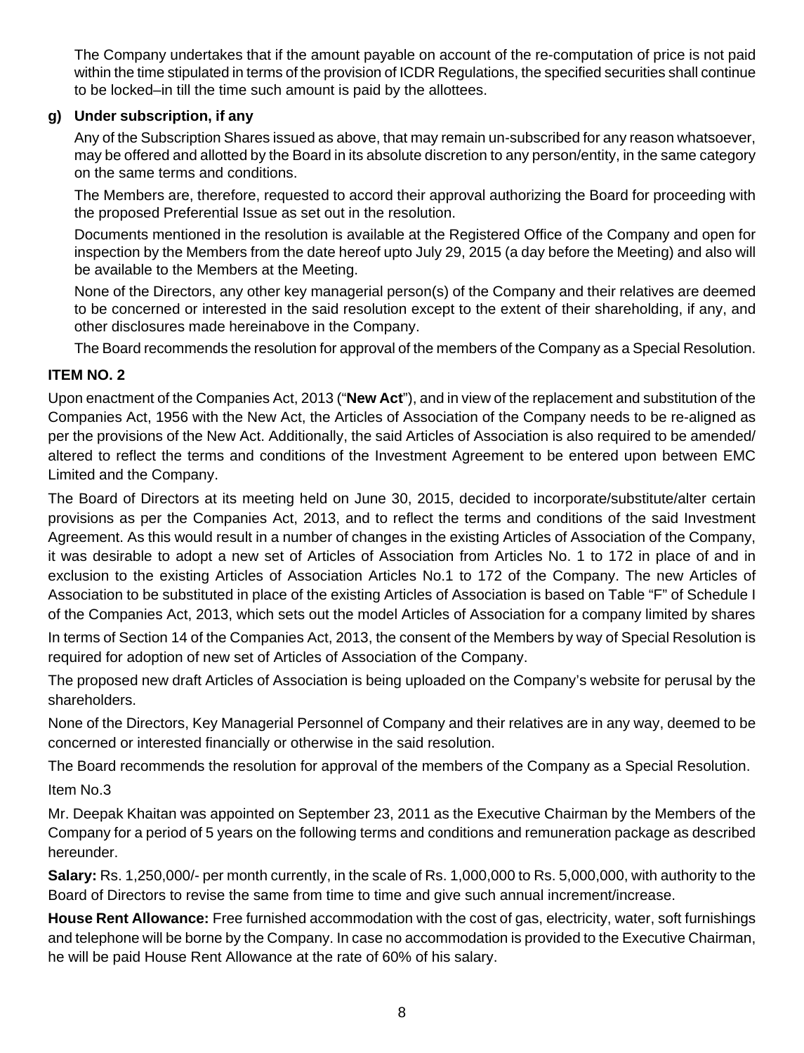The Company undertakes that if the amount payable on account of the re-computation of price is not paid within the time stipulated in terms of the provision of ICDR Regulations, the specified securities shall continue to be locked–in till the time such amount is paid by the allottees.

**g) Under subscription, if any**

Any of the Subscription Shares issued as above, that may remain un-subscribed for any reason whatsoever, may be offered and allotted by the Board in its absolute discretion to any person/entity, in the same category on the same terms and conditions.

The Members are, therefore, requested to accord their approval authorizing the Board for proceeding with the proposed Preferential Issue as set out in the resolution.

Documents mentioned in the resolution is available at the Registered Office of the Company and open for inspection by the Members from the date hereof upto July 29, 2015 (a day before the Meeting) and also will be available to the Members at the Meeting.

None of the Directors, any other key managerial person(s) of the Company and their relatives are deemed to be concerned or interested in the said resolution except to the extent of their shareholding, if any, and other disclosures made hereinabove in the Company.

The Board recommends the resolution for approval of the members of the Company as a Special Resolution.

**ITEM NO. 2**

Upon enactment of the Companies Act, 2013 ("**New Act**"), and in view of the replacement and substitution of the Companies Act, 1956 with the New Act, the Articles of Association of the Company needs to be re-aligned as per the provisions of the New Act. Additionally, the said Articles of Association is also required to be amended/ altered to reflect the terms and conditions of the Investment Agreement to be entered upon between EMC Limited and the Company.

The Board of Directors at its meeting held on June 30, 2015, decided to incorporate/substitute/alter certain provisions as per the Companies Act, 2013, and to reflect the terms and conditions of the said Investment Agreement. As this would result in a number of changes in the existing Articles of Association of the Company, it was desirable to adopt a new set of Articles of Association from Articles No. 1 to 172 in place of and in exclusion to the existing Articles of Association Articles No.1 to 172 of the Company. The new Articles of Association to be substituted in place of the existing Articles of Association is based on Table "F" of Schedule I of the Companies Act, 2013, which sets out the model Articles of Association for a company limited by shares

In terms of Section 14 of the Companies Act, 2013, the consent of the Members by way of Special Resolution is required for adoption of new set of Articles of Association of the Company.

The proposed new draft Articles of Association is being uploaded on the Company's website for perusal by the shareholders.

None of the Directors, Key Managerial Personnel of Company and their relatives are in any way, deemed to be concerned or interested financially or otherwise in the said resolution.

The Board recommends the resolution for approval of the members of the Company as a Special Resolution.

Item No.3

Mr. Deepak Khaitan was appointed on September 23, 2011 as the Executive Chairman by the Members of the Company for a period of 5 years on the following terms and conditions and remuneration package as described hereunder.

**Salary:** Rs. 1,250,000/- per month currently, in the scale of Rs. 1,000,000 to Rs. 5,000,000, with authority to the Board of Directors to revise the same from time to time and give such annual increment/increase.

**House Rent Allowance:** Free furnished accommodation with the cost of gas, electricity, water, soft furnishings and telephone will be borne by the Company. In case no accommodation is provided to the Executive Chairman, he will be paid House Rent Allowance at the rate of 60% of his salary.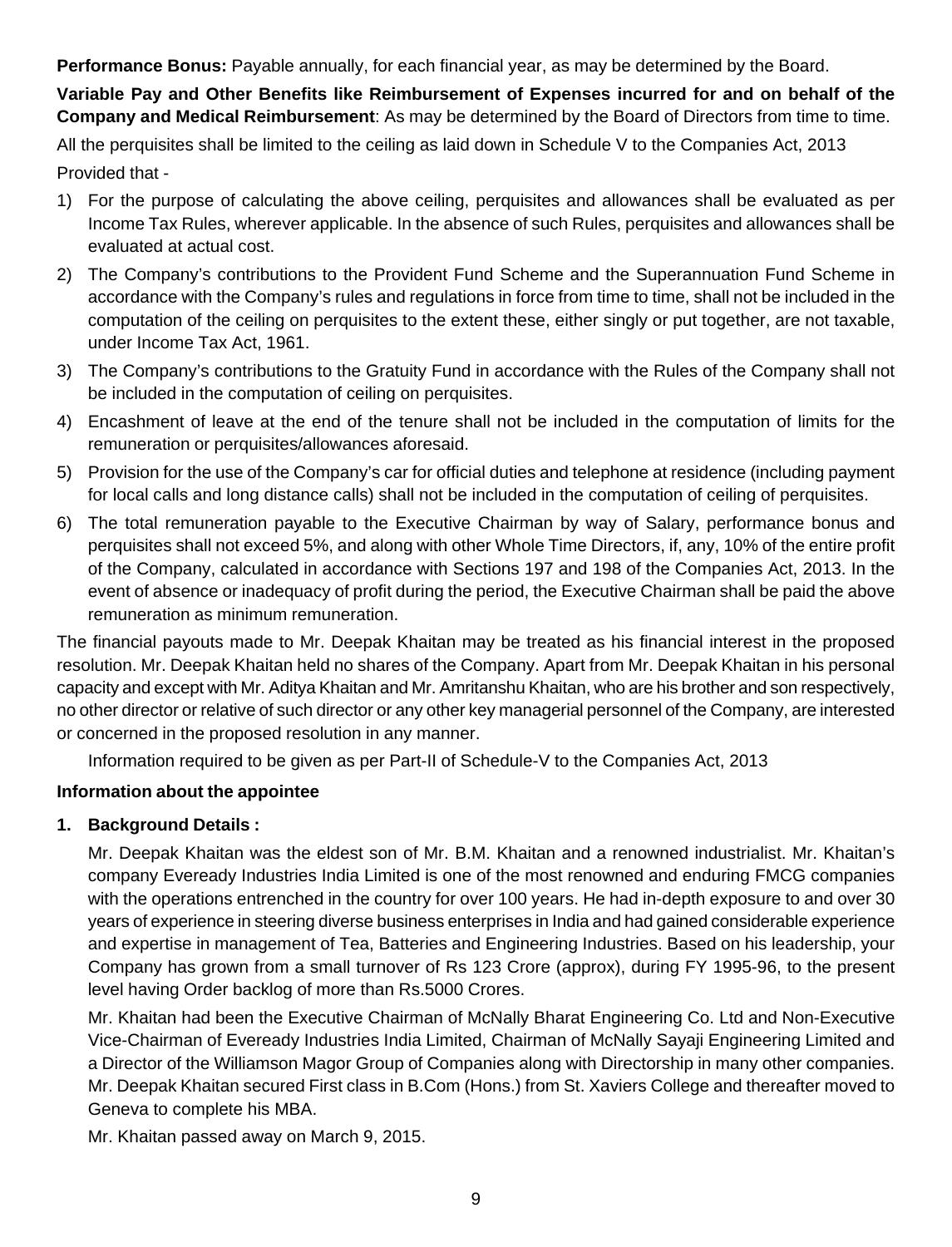**Performance Bonus:** Payable annually, for each financial year, as may be determined by the Board.

**Variable Pay and Other Benefits like Reimbursement of Expenses incurred for and on behalf of the Company and Medical Reimbursement**: As may be determined by the Board of Directors from time to time.

All the perquisites shall be limited to the ceiling as laid down in Schedule V to the Companies Act, 2013

Provided that -

1) For the purpose of calculating the above ceiling, perquisites and allowances shall be evaluated as per Income Tax Rules, wherever applicable. In the absence of such Rules, perquisites and allowances shall be evaluated at actual cost.
2) The Company's contributions to the Provident Fund Scheme and the Superannuation Fund Scheme in accordance with the Company's rules and regulations in force from time to time, shall not be included in the computation of the ceiling on perquisites to the extent these, either singly or put together, are not taxable, under Income Tax Act, 1961.
3) The Company's contributions to the Gratuity Fund in accordance with the Rules of the Company shall not be included in the computation of ceiling on perquisites.
4) Encashment of leave at the end of the tenure shall not be included in the computation of limits for the remuneration or perquisites/allowances aforesaid.
5) Provision for the use of the Company's car for official duties and telephone at residence (including payment for local calls and long distance calls) shall not be included in the computation of ceiling of perquisites.
6) The total remuneration payable to the Executive Chairman by way of Salary, performance bonus and perquisites shall not exceed 5%, and along with other Whole Time Directors, if, any, 10% of the entire profit of the Company, calculated in accordance with Sections 197 and 198 of the Companies Act, 2013. In the event of absence or inadequacy of profit during the period, the Executive Chairman shall be paid the above remuneration as minimum remuneration.

The financial payouts made to Mr. Deepak Khaitan may be treated as his financial interest in the proposed resolution. Mr. Deepak Khaitan held no shares of the Company. Apart from Mr. Deepak Khaitan in his personal capacity and except with Mr. Aditya Khaitan and Mr. Amritanshu Khaitan, who are his brother and son respectively, no other director or relative of such director or any other key managerial personnel of the Company, are interested or concerned in the proposed resolution in any manner.

Information required to be given as per Part-II of Schedule-V to the Companies Act, 2013

**Information about the appointee**

**1. Background Details :**

Mr. Deepak Khaitan was the eldest son of Mr. B.M. Khaitan and a renowned industrialist. Mr. Khaitan's company Eveready Industries India Limited is one of the most renowned and enduring FMCG companies with the operations entrenched in the country for over 100 years. He had in-depth exposure to and over 30 years of experience in steering diverse business enterprises in India and had gained considerable experience and expertise in management of Tea, Batteries and Engineering Industries. Based on his leadership, your Company has grown from a small turnover of Rs 123 Crore (approx), during FY 1995-96, to the present level having Order backlog of more than Rs.5000 Crores.

Mr. Khaitan had been the Executive Chairman of McNally Bharat Engineering Co. Ltd and Non-Executive Vice-Chairman of Eveready Industries India Limited, Chairman of McNally Sayaji Engineering Limited and a Director of the Williamson Magor Group of Companies along with Directorship in many other companies. Mr. Deepak Khaitan secured First class in B.Com (Hons.) from St. Xaviers College and thereafter moved to Geneva to complete his MBA.

Mr. Khaitan passed away on March 9, 2015.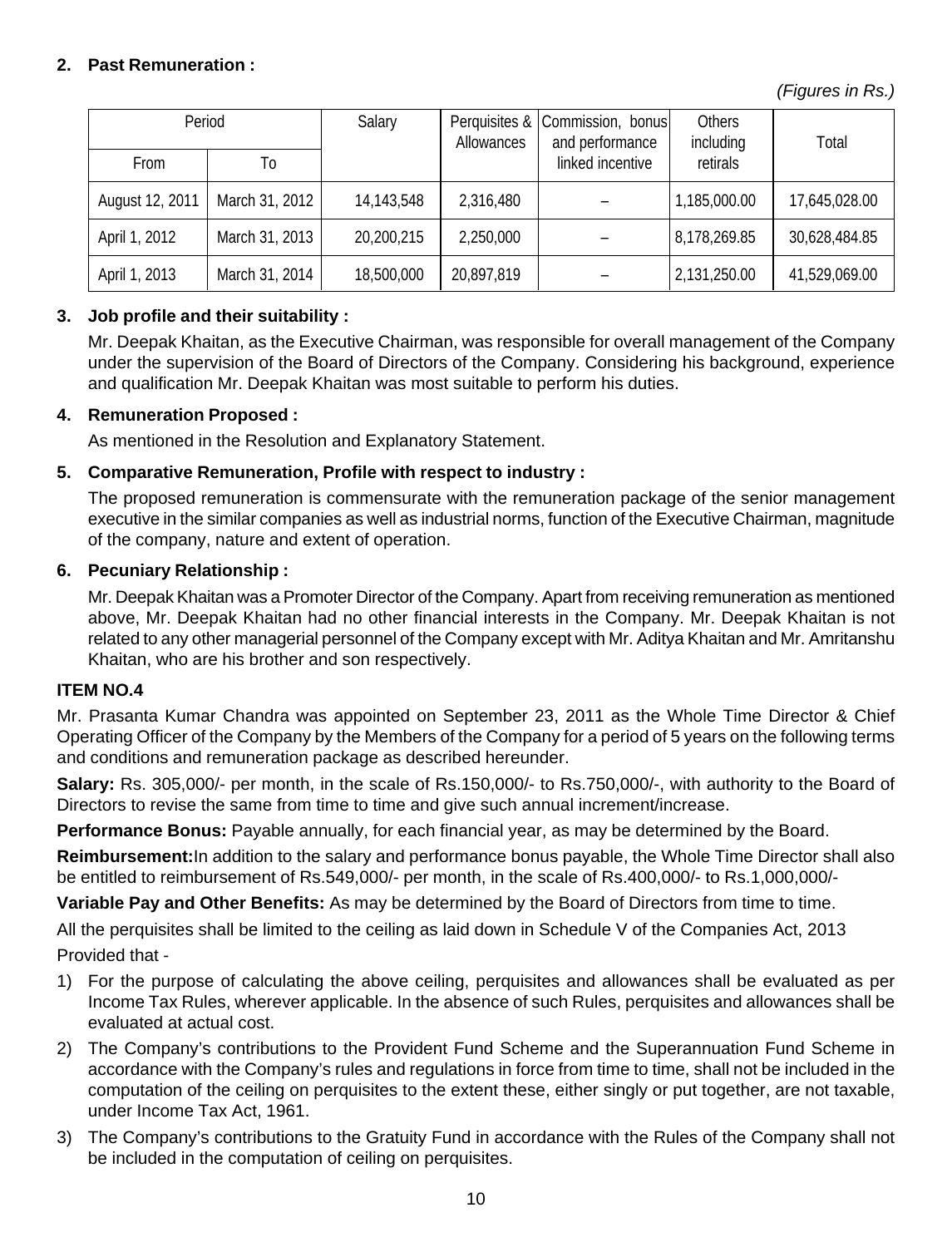**2. Past Remuneration :**

*(Figures in Rs.)*

| Period | | Salary | Perquisites & Allowances | Commission, bonus and performance linked incentive | Others including retirals | Total |
|---|---|---|---|---|---|---|
| From | To | | | | | |
| August 12, 2011 | March 31, 2012 | 14,143,548 | 2,316,480 | – | 1,185,000.00 | 17,645,028.00 |
| April 1, 2012 | March 31, 2013 | 20,200,215 | 2,250,000 | – | 8,178,269.85 | 30,628,484.85 |
| April 1, 2013 | March 31, 2014 | 18,500,000 | 20,897,819 | – | 2,131,250.00 | 41,529,069.00 |

**3. Job profile and their suitability :**

Mr. Deepak Khaitan, as the Executive Chairman, was responsible for overall management of the Company under the supervision of the Board of Directors of the Company. Considering his background, experience and qualification Mr. Deepak Khaitan was most suitable to perform his duties.

**4. Remuneration Proposed :**

As mentioned in the Resolution and Explanatory Statement.

**5. Comparative Remuneration, Profile with respect to industry :**

The proposed remuneration is commensurate with the remuneration package of the senior management executive in the similar companies as well as industrial norms, function of the Executive Chairman, magnitude of the company, nature and extent of operation.

**6. Pecuniary Relationship :**

Mr. Deepak Khaitan was a Promoter Director of the Company. Apart from receiving remuneration as mentioned above, Mr. Deepak Khaitan had no other financial interests in the Company. Mr. Deepak Khaitan is not related to any other managerial personnel of the Company except with Mr. Aditya Khaitan and Mr. Amritanshu Khaitan, who are his brother and son respectively.

**ITEM NO.4**

Mr. Prasanta Kumar Chandra was appointed on September 23, 2011 as the Whole Time Director & Chief Operating Officer of the Company by the Members of the Company for a period of 5 years on the following terms and conditions and remuneration package as described hereunder.

**Salary:** Rs. 305,000/- per month, in the scale of Rs.150,000/- to Rs.750,000/-, with authority to the Board of Directors to revise the same from time to time and give such annual increment/increase.

**Performance Bonus:** Payable annually, for each financial year, as may be determined by the Board.

**Reimbursement:**In addition to the salary and performance bonus payable, the Whole Time Director shall also be entitled to reimbursement of Rs.549,000/- per month, in the scale of Rs.400,000/- to Rs.1,000,000/-

**Variable Pay and Other Benefits:** As may be determined by the Board of Directors from time to time.

All the perquisites shall be limited to the ceiling as laid down in Schedule V of the Companies Act, 2013

Provided that -

1) For the purpose of calculating the above ceiling, perquisites and allowances shall be evaluated as per Income Tax Rules, wherever applicable. In the absence of such Rules, perquisites and allowances shall be evaluated at actual cost.
2) The Company's contributions to the Provident Fund Scheme and the Superannuation Fund Scheme in accordance with the Company's rules and regulations in force from time to time, shall not be included in the computation of the ceiling on perquisites to the extent these, either singly or put together, are not taxable, under Income Tax Act, 1961.
3) The Company's contributions to the Gratuity Fund in accordance with the Rules of the Company shall not be included in the computation of ceiling on perquisites.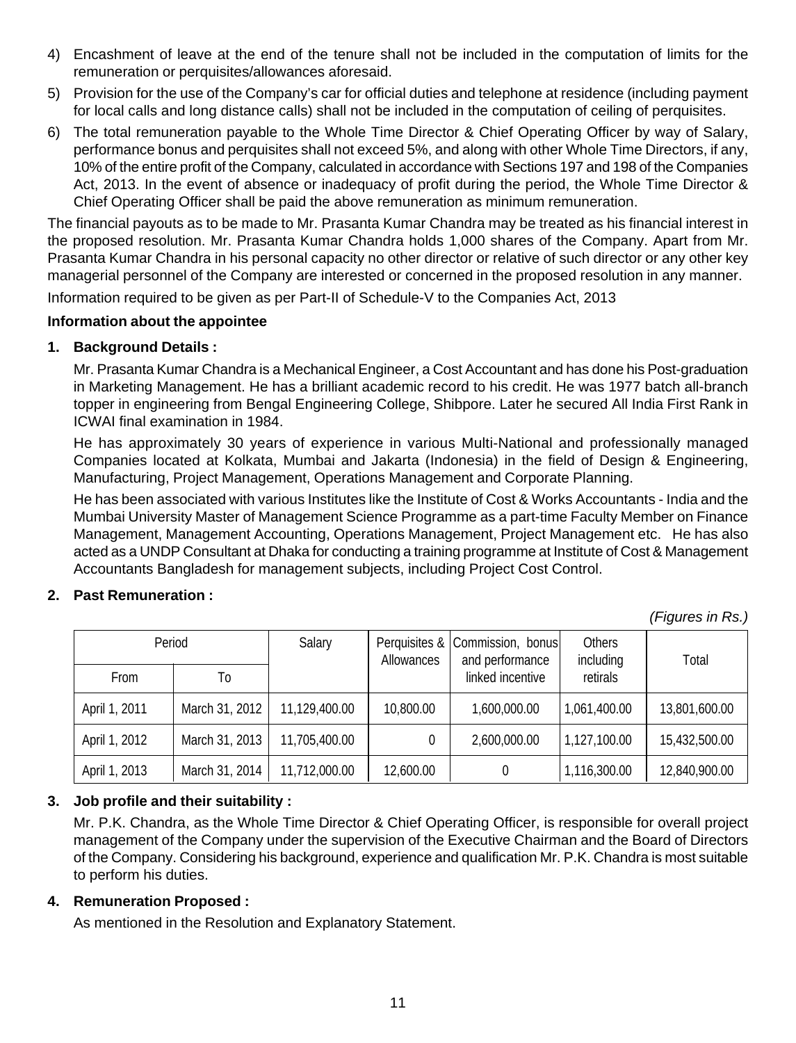4) Encashment of leave at the end of the tenure shall not be included in the computation of limits for the remuneration or perquisites/allowances aforesaid.

5) Provision for the use of the Company's car for official duties and telephone at residence (including payment for local calls and long distance calls) shall not be included in the computation of ceiling of perquisites.

6) The total remuneration payable to the Whole Time Director & Chief Operating Officer by way of Salary, performance bonus and perquisites shall not exceed 5%, and along with other Whole Time Directors, if any, 10% of the entire profit of the Company, calculated in accordance with Sections 197 and 198 of the Companies Act, 2013. In the event of absence or inadequacy of profit during the period, the Whole Time Director & Chief Operating Officer shall be paid the above remuneration as minimum remuneration.

The financial payouts as to be made to Mr. Prasanta Kumar Chandra may be treated as his financial interest in the proposed resolution. Mr. Prasanta Kumar Chandra holds 1,000 shares of the Company. Apart from Mr. Prasanta Kumar Chandra in his personal capacity no other director or relative of such director or any other key managerial personnel of the Company are interested or concerned in the proposed resolution in any manner.

Information required to be given as per Part-II of Schedule-V to the Companies Act, 2013

**Information about the appointee**

**1. Background Details :**

Mr. Prasanta Kumar Chandra is a Mechanical Engineer, a Cost Accountant and has done his Post-graduation in Marketing Management. He has a brilliant academic record to his credit. He was 1977 batch all-branch topper in engineering from Bengal Engineering College, Shibpore. Later he secured All India First Rank in ICWAI final examination in 1984.

He has approximately 30 years of experience in various Multi-National and professionally managed Companies located at Kolkata, Mumbai and Jakarta (Indonesia) in the field of Design & Engineering, Manufacturing, Project Management, Operations Management and Corporate Planning.

He has been associated with various Institutes like the Institute of Cost & Works Accountants - India and the Mumbai University Master of Management Science Programme as a part-time Faculty Member on Finance Management, Management Accounting, Operations Management, Project Management etc. He has also acted as a UNDP Consultant at Dhaka for conducting a training programme at Institute of Cost & Management Accountants Bangladesh for management subjects, including Project Cost Control.

**2. Past Remuneration :**

*(Figures in Rs.)*

| Period | | Salary | Perquisites & Allowances | Commission, bonus and performance linked incentive | Others including retirals | Total |
|---|---|---|---|---|---|---|
| From | To | | | | | |
| April 1, 2011 | March 31, 2012 | 11,129,400.00 | 10,800.00 | 1,600,000.00 | 1,061,400.00 | 13,801,600.00 |
| April 1, 2012 | March 31, 2013 | 11,705,400.00 | 0 | 2,600,000.00 | 1,127,100.00 | 15,432,500.00 |
| April 1, 2013 | March 31, 2014 | 11,712,000.00 | 12,600.00 | 0 | 1,116,300.00 | 12,840,900.00 |

**3. Job profile and their suitability :**

Mr. P.K. Chandra, as the Whole Time Director & Chief Operating Officer, is responsible for overall project management of the Company under the supervision of the Executive Chairman and the Board of Directors of the Company. Considering his background, experience and qualification Mr. P.K. Chandra is most suitable to perform his duties.

**4. Remuneration Proposed :**

As mentioned in the Resolution and Explanatory Statement.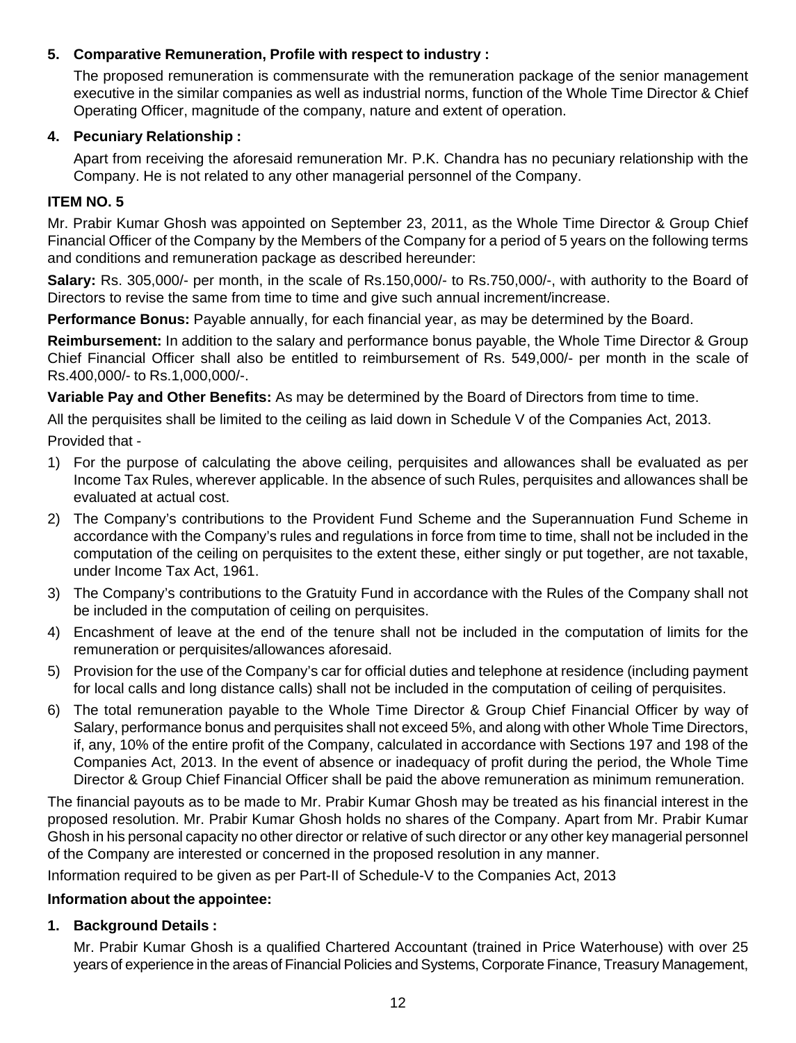**5. Comparative Remuneration, Profile with respect to industry :**

The proposed remuneration is commensurate with the remuneration package of the senior management executive in the similar companies as well as industrial norms, function of the Whole Time Director & Chief Operating Officer, magnitude of the company, nature and extent of operation.

**4. Pecuniary Relationship :**

Apart from receiving the aforesaid remuneration Mr. P.K. Chandra has no pecuniary relationship with the Company. He is not related to any other managerial personnel of the Company.

**ITEM NO. 5**

Mr. Prabir Kumar Ghosh was appointed on September 23, 2011, as the Whole Time Director & Group Chief Financial Officer of the Company by the Members of the Company for a period of 5 years on the following terms and conditions and remuneration package as described hereunder:

**Salary:** Rs. 305,000/- per month, in the scale of Rs.150,000/- to Rs.750,000/-, with authority to the Board of Directors to revise the same from time to time and give such annual increment/increase.

**Performance Bonus:** Payable annually, for each financial year, as may be determined by the Board.

**Reimbursement:** In addition to the salary and performance bonus payable, the Whole Time Director & Group Chief Financial Officer shall also be entitled to reimbursement of Rs. 549,000/- per month in the scale of Rs.400,000/- to Rs.1,000,000/-.

**Variable Pay and Other Benefits:** As may be determined by the Board of Directors from time to time.

All the perquisites shall be limited to the ceiling as laid down in Schedule V of the Companies Act, 2013.

Provided that -

1) For the purpose of calculating the above ceiling, perquisites and allowances shall be evaluated as per Income Tax Rules, wherever applicable. In the absence of such Rules, perquisites and allowances shall be evaluated at actual cost.
2) The Company's contributions to the Provident Fund Scheme and the Superannuation Fund Scheme in accordance with the Company's rules and regulations in force from time to time, shall not be included in the computation of the ceiling on perquisites to the extent these, either singly or put together, are not taxable, under Income Tax Act, 1961.
3) The Company's contributions to the Gratuity Fund in accordance with the Rules of the Company shall not be included in the computation of ceiling on perquisites.
4) Encashment of leave at the end of the tenure shall not be included in the computation of limits for the remuneration or perquisites/allowances aforesaid.
5) Provision for the use of the Company's car for official duties and telephone at residence (including payment for local calls and long distance calls) shall not be included in the computation of ceiling of perquisites.
6) The total remuneration payable to the Whole Time Director & Group Chief Financial Officer by way of Salary, performance bonus and perquisites shall not exceed 5%, and along with other Whole Time Directors, if, any, 10% of the entire profit of the Company, calculated in accordance with Sections 197 and 198 of the Companies Act, 2013. In the event of absence or inadequacy of profit during the period, the Whole Time Director & Group Chief Financial Officer shall be paid the above remuneration as minimum remuneration.

The financial payouts as to be made to Mr. Prabir Kumar Ghosh may be treated as his financial interest in the proposed resolution. Mr. Prabir Kumar Ghosh holds no shares of the Company. Apart from Mr. Prabir Kumar Ghosh in his personal capacity no other director or relative of such director or any other key managerial personnel of the Company are interested or concerned in the proposed resolution in any manner.

Information required to be given as per Part-II of Schedule-V to the Companies Act, 2013

**Information about the appointee:**

**1. Background Details :**

Mr. Prabir Kumar Ghosh is a qualified Chartered Accountant (trained in Price Waterhouse) with over 25 years of experience in the areas of Financial Policies and Systems, Corporate Finance, Treasury Management,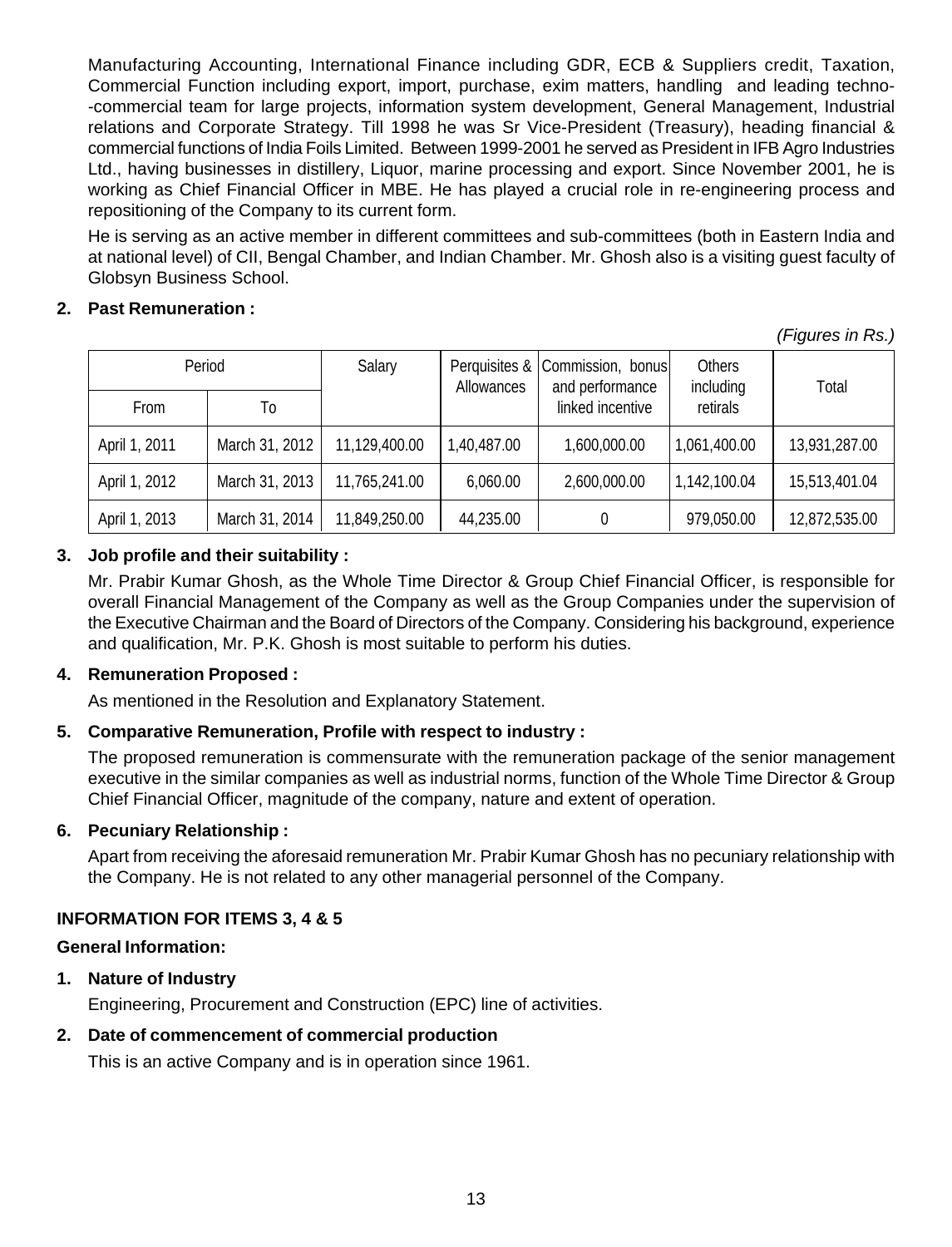Manufacturing Accounting, International Finance including GDR, ECB & Suppliers credit, Taxation, Commercial Function including export, import, purchase, exim matters, handling and leading techno--commercial team for large projects, information system development, General Management, Industrial relations and Corporate Strategy. Till 1998 he was Sr Vice-President (Treasury), heading financial & commercial functions of India Foils Limited. Between 1999-2001 he served as President in IFB Agro Industries Ltd., having businesses in distillery, Liquor, marine processing and export. Since November 2001, he is working as Chief Financial Officer in MBE. He has played a crucial role in re-engineering process and repositioning of the Company to its current form.

He is serving as an active member in different committees and sub-committees (both in Eastern India and at national level) of CII, Bengal Chamber, and Indian Chamber. Mr. Ghosh also is a visiting guest faculty of Globsyn Business School.

**2. Past Remuneration :**

*(Figures in Rs.)*

| Period | | Salary | Perquisites & Allowances | Commission, bonus and performance linked incentive | Others including retirals | Total |
|---|---|---|---|---|---|---|
| From | To | | | | | |
| April 1, 2011 | March 31, 2012 | 11,129,400.00 | 1,40,487.00 | 1,600,000.00 | 1,061,400.00 | 13,931,287.00 |
| April 1, 2012 | March 31, 2013 | 11,765,241.00 | 6,060.00 | 2,600,000.00 | 1,142,100.04 | 15,513,401.04 |
| April 1, 2013 | March 31, 2014 | 11,849,250.00 | 44,235.00 | 0 | 979,050.00 | 12,872,535.00 |

**3. Job profile and their suitability :**

Mr. Prabir Kumar Ghosh, as the Whole Time Director & Group Chief Financial Officer, is responsible for overall Financial Management of the Company as well as the Group Companies under the supervision of the Executive Chairman and the Board of Directors of the Company. Considering his background, experience and qualification, Mr. P.K. Ghosh is most suitable to perform his duties.

**4. Remuneration Proposed :**

As mentioned in the Resolution and Explanatory Statement.

**5. Comparative Remuneration, Profile with respect to industry :**

The proposed remuneration is commensurate with the remuneration package of the senior management executive in the similar companies as well as industrial norms, function of the Whole Time Director & Group Chief Financial Officer, magnitude of the company, nature and extent of operation.

**6. Pecuniary Relationship :**

Apart from receiving the aforesaid remuneration Mr. Prabir Kumar Ghosh has no pecuniary relationship with the Company. He is not related to any other managerial personnel of the Company.

**INFORMATION FOR ITEMS 3, 4 & 5**

**General Information:**

**1. Nature of Industry**

Engineering, Procurement and Construction (EPC) line of activities.

**2. Date of commencement of commercial production**

This is an active Company and is in operation since 1961.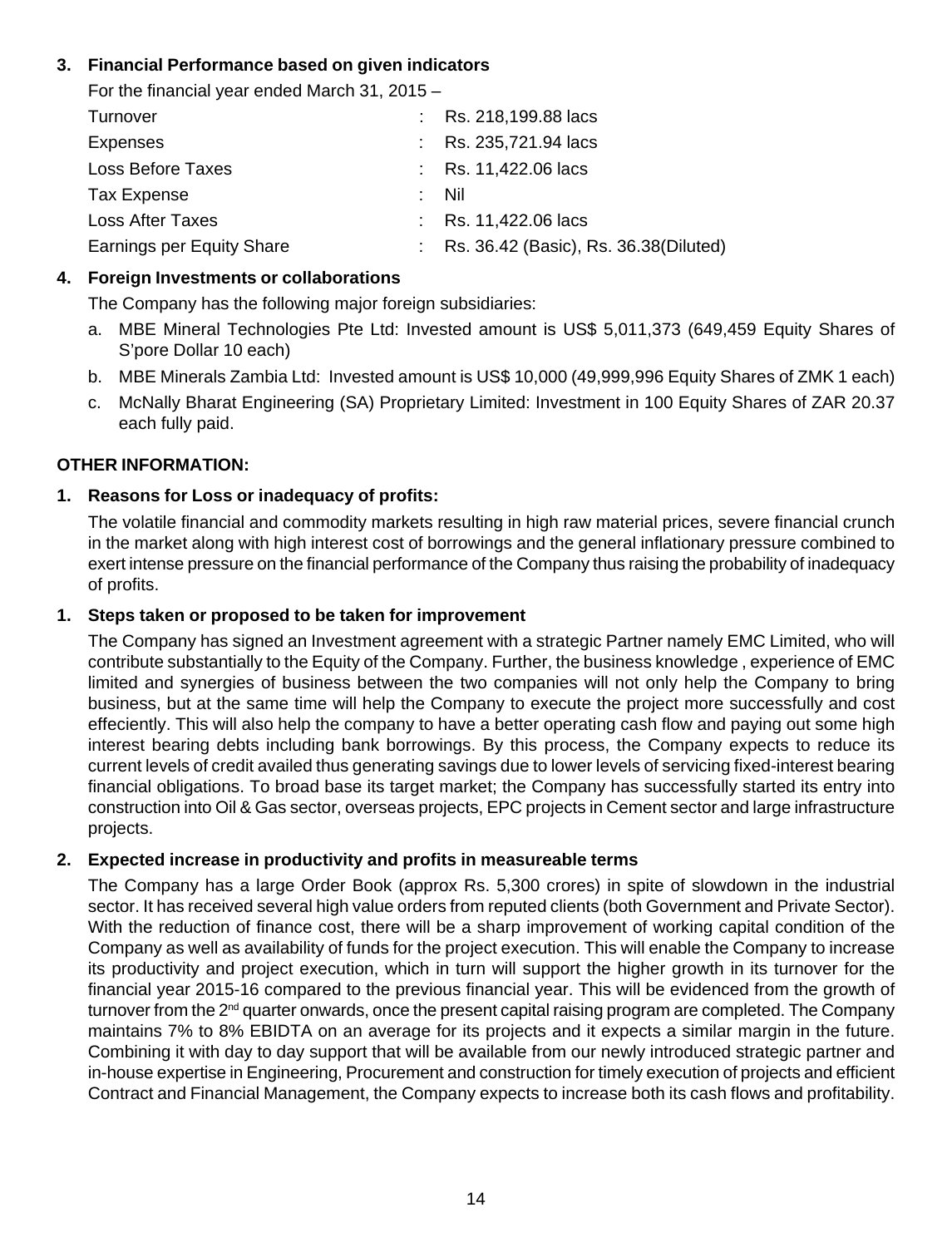### 3. Financial Performance based on given indicators

For the financial year ended March 31, 2015 –

| | | |
|---|---|---|
| Turnover | : | Rs. 218,199.88 lacs |
| Expenses | : | Rs. 235,721.94 lacs |
| Loss Before Taxes | : | Rs. 11,422.06 lacs |
| Tax Expense | : | Nil |
| Loss After Taxes | : | Rs. 11,422.06 lacs |
| Earnings per Equity Share | : | Rs. 36.42 (Basic), Rs. 36.38(Diluted) |

### 4. Foreign Investments or collaborations

The Company has the following major foreign subsidiaries:

a. MBE Mineral Technologies Pte Ltd: Invested amount is US$ 5,011,373 (649,459 Equity Shares of S'pore Dollar 10 each)

b. MBE Minerals Zambia Ltd: Invested amount is US$ 10,000 (49,999,996 Equity Shares of ZMK 1 each)

c. McNally Bharat Engineering (SA) Proprietary Limited: Investment in 100 Equity Shares of ZAR 20.37 each fully paid.

## OTHER INFORMATION:

### 1. Reasons for Loss or inadequacy of profits:

The volatile financial and commodity markets resulting in high raw material prices, severe financial crunch in the market along with high interest cost of borrowings and the general inflationary pressure combined to exert intense pressure on the financial performance of the Company thus raising the probability of inadequacy of profits.

### 1. Steps taken or proposed to be taken for improvement

The Company has signed an Investment agreement with a strategic Partner namely EMC Limited, who will contribute substantially to the Equity of the Company. Further, the business knowledge , experience of EMC limited and synergies of business between the two companies will not only help the Company to bring business, but at the same time will help the Company to execute the project more successfully and cost effeciently. This will also help the company to have a better operating cash flow and paying out some high interest bearing debts including bank borrowings. By this process, the Company expects to reduce its current levels of credit availed thus generating savings due to lower levels of servicing fixed-interest bearing financial obligations. To broad base its target market; the Company has successfully started its entry into construction into Oil & Gas sector, overseas projects, EPC projects in Cement sector and large infrastructure projects.

### 2. Expected increase in productivity and profits in measureable terms

The Company has a large Order Book (approx Rs. 5,300 crores) in spite of slowdown in the industrial sector. It has received several high value orders from reputed clients (both Government and Private Sector). With the reduction of finance cost, there will be a sharp improvement of working capital condition of the Company as well as availability of funds for the project execution. This will enable the Company to increase its productivity and project execution, which in turn will support the higher growth in its turnover for the financial year 2015-16 compared to the previous financial year. This will be evidenced from the growth of turnover from the 2nd quarter onwards, once the present capital raising program are completed. The Company maintains 7% to 8% EBIDTA on an average for its projects and it expects a similar margin in the future. Combining it with day to day support that will be available from our newly introduced strategic partner and in-house expertise in Engineering, Procurement and construction for timely execution of projects and efficient Contract and Financial Management, the Company expects to increase both its cash flows and profitability.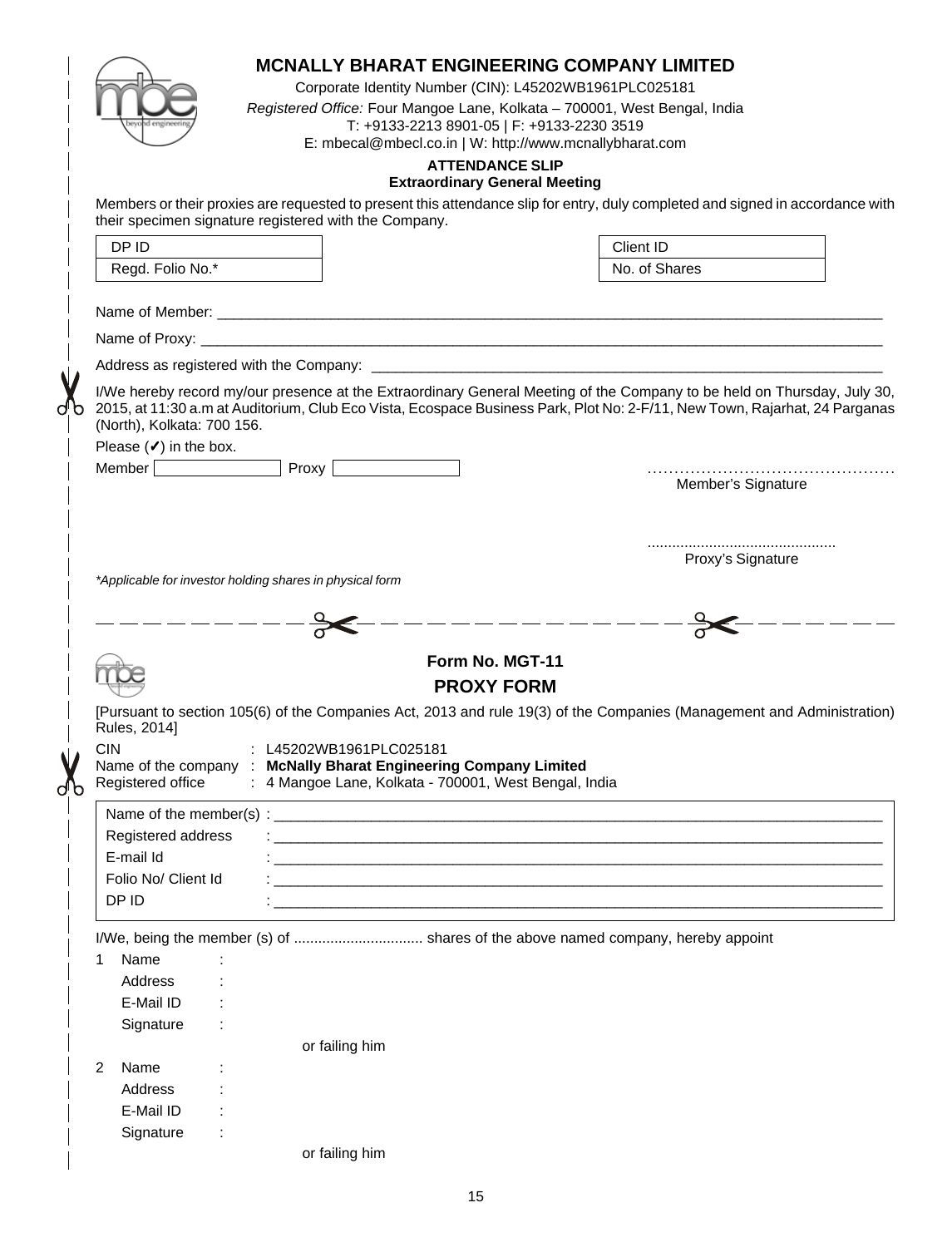# MCNALLY BHARAT ENGINEERING COMPANY LIMITED

Corporate Identity Number (CIN): L45202WB1961PLC025181

*Registered Office:* Four Mangoe Lane, Kolkata – 700001, West Bengal, India

T: +9133-2213 8901-05 | F: +9133-2230 3519

E: mbecal@mbecl.co.in | W: http://www.mcnallybharat.com

## ATTENDANCE SLIP

**Extraordinary General Meeting**

Members or their proxies are requested to present this attendance slip for entry, duly completed and signed in accordance with their specimen signature registered with the Company.

| DP ID | | Client ID |
|---|---|---|
| Regd. Folio No.* | | No. of Shares |

Name of Member: ______________________________________________

Name of Proxy: ______________________________________________

Address as registered with the Company: ______________________________________________

I/We hereby record my/our presence at the Extraordinary General Meeting of the Company to be held on Thursday, July 30, 2015, at 11:30 a.m at Auditorium, Club Eco Vista, Ecospace Business Park, Plot No: 2-F/11, New Town, Rajarhat, 24 Parganas (North), Kolkata: 700 156.

Please (✔) in the box.

Member ☐ Proxy ☐

............................................
Member's Signature

............................................
Proxy's Signature

*Applicable for investor holding shares in physical form

---

## Form No. MGT-11

## PROXY FORM

[Pursuant to section 105(6) of the Companies Act, 2013 and rule 19(3) of the Companies (Management and Administration) Rules, 2014]

CIN : L45202WB1961PLC025181

Name of the company : **McNally Bharat Engineering Company Limited**

Registered office : 4 Mangoe Lane, Kolkata - 700001, West Bengal, India

Name of the member(s) : ______________________________________________

Registered address : ______________________________________________

E-mail Id : ______________________________________________

Folio No/ Client Id : ______________________________________________

DP ID : ______________________________________________

I/We, being the member (s) of ................................ shares of the above named company, hereby appoint

1 Name :
Address :
E-Mail ID :
Signature :

or failing him

2 Name :
Address :
E-Mail ID :
Signature :

or failing him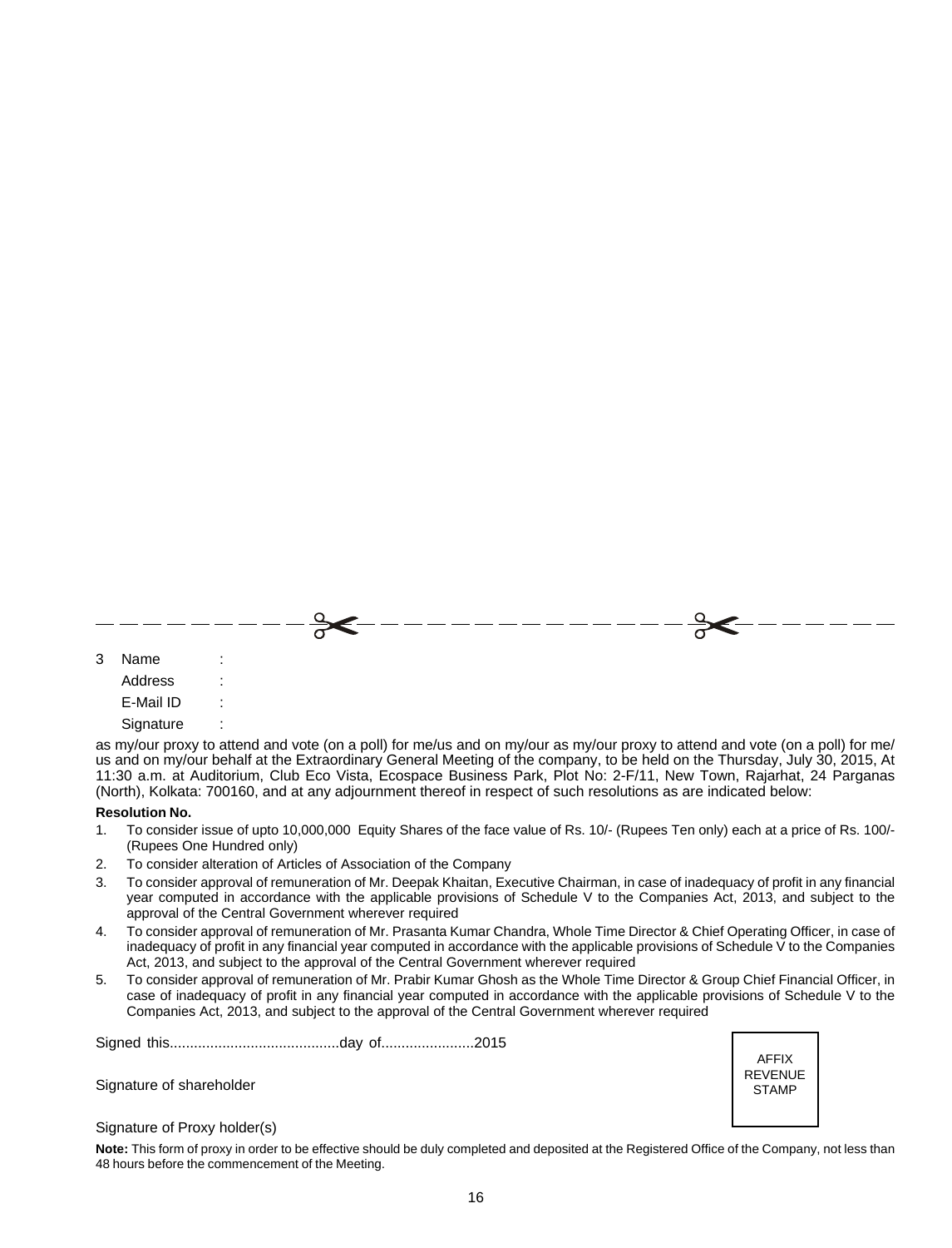3 Name :

Address :

E-Mail ID :

Signature :

as my/our proxy to attend and vote (on a poll) for me/us and on my/our as my/our proxy to attend and vote (on a poll) for me/us and on my/our behalf at the Extraordinary General Meeting of the company, to be held on the Thursday, July 30, 2015, At 11:30 a.m. at Auditorium, Club Eco Vista, Ecospace Business Park, Plot No: 2-F/11, New Town, Rajarhat, 24 Parganas (North), Kolkata: 700160, and at any adjournment thereof in respect of such resolutions as are indicated below:

**Resolution No.**

1. To consider issue of upto 10,000,000 Equity Shares of the face value of Rs. 10/- (Rupees Ten only) each at a price of Rs. 100/- (Rupees One Hundred only)
2. To consider alteration of Articles of Association of the Company
3. To consider approval of remuneration of Mr. Deepak Khaitan, Executive Chairman, in case of inadequacy of profit in any financial year computed in accordance with the applicable provisions of Schedule V to the Companies Act, 2013, and subject to the approval of the Central Government wherever required
4. To consider approval of remuneration of Mr. Prasanta Kumar Chandra, Whole Time Director & Chief Operating Officer, in case of inadequacy of profit in any financial year computed in accordance with the applicable provisions of Schedule V to the Companies Act, 2013, and subject to the approval of the Central Government wherever required
5. To consider approval of remuneration of Mr. Prabir Kumar Ghosh as the Whole Time Director & Group Chief Financial Officer, in case of inadequacy of profit in any financial year computed in accordance with the applicable provisions of Schedule V to the Companies Act, 2013, and subject to the approval of the Central Government wherever required

Signed this..........................................day of......................2015

Signature of shareholder

AFFIX REVENUE STAMP

Signature of Proxy holder(s)

**Note:** This form of proxy in order to be effective should be duly completed and deposited at the Registered Office of the Company, not less than 48 hours before the commencement of the Meeting.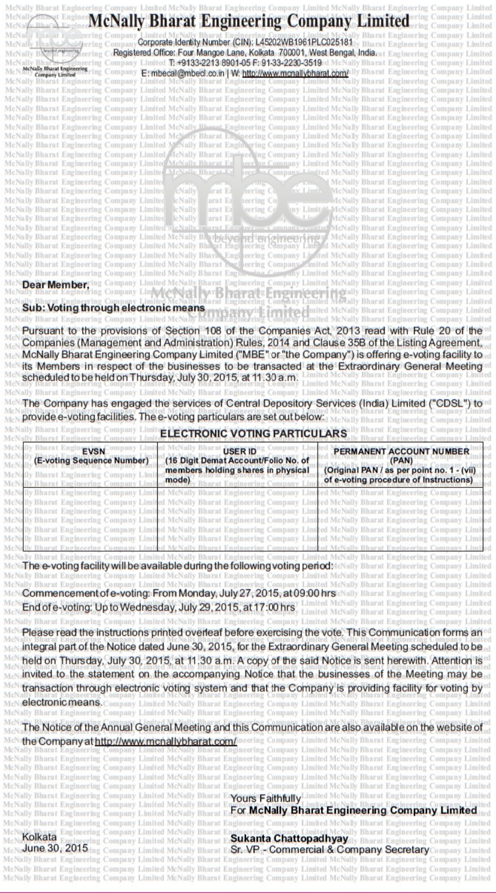# McNally Bharat Engineering Company Limited

Corporate Identity Number (CIN): L45202WB1961PLC025181
Registered Office: Four Mangoe Lane, Kolkata 700001, West Bengal, India.
T: +9133-2213 8901-05 F: 91-33-2230-3519
E: mbecal@mbecl.co.in | W: http://www.mcnallybharat.com/

Dear Member,

**Sub: Voting through electronic means**

Pursuant to the provisions of Section 108 of the Companies Act, 2013 read with Rule 20 of the Companies (Management and Administration) Rules, 2014 and Clause 35B of the Listing Agreement, McNally Bharat Engineering Company Limited ("MBE" or "the Company") is offering e-voting facility to its Members in respect of the businesses to be transacted at the Extraordinary General Meeting scheduled to be held on Thursday, July 30, 2015, at 11.30 a.m.

The Company has engaged the services of Central Depository Services (India) Limited ("CDSL") to provide e-voting facilities. The e-voting particulars are set out below:

**ELECTRONIC VOTING PARTICULARS**

| EVSN (E-voting Sequence Number) | USER ID (16 Digit Demat Account/Folio No. of members holding shares in physical mode) | PERMANENT ACCOUNT NUMBER (PAN) (Original PAN / as per point no. 1 - (vii) of e-voting procedure of Instructions) |
|---|---|---|
| | | |

The e-voting facility will be available during the following voting period:

Commencement of e-voting: From Monday, July 27, 2015, at 09:00 hrs
End of e-voting: Up to Wednesday, July 29, 2015, at 17:00 hrs

Please read the instructions printed overleaf before exercising the vote. This Communication forms an integral part of the Notice dated June 30, 2015, for the Extraordinary General Meeting scheduled to be held on Thursday, July 30, 2015, at 11.30 a.m. A copy of the said Notice is sent herewith. Attention is invited to the statement on the accompanying Notice that the businesses of the Meeting may be transaction through electronic voting system and that the Company is providing facility for voting by electronic means.

The Notice of the Annual General Meeting and this Communication are also available on the website of the Company at http://www.mcnallybharat.com/

Yours Faithfully
For **McNally Bharat Engineering Company Limited**

Kolkata
June 30, 2015

**Sukanta Chattopadhyay**
Sr. VP - Commercial & Company Secretary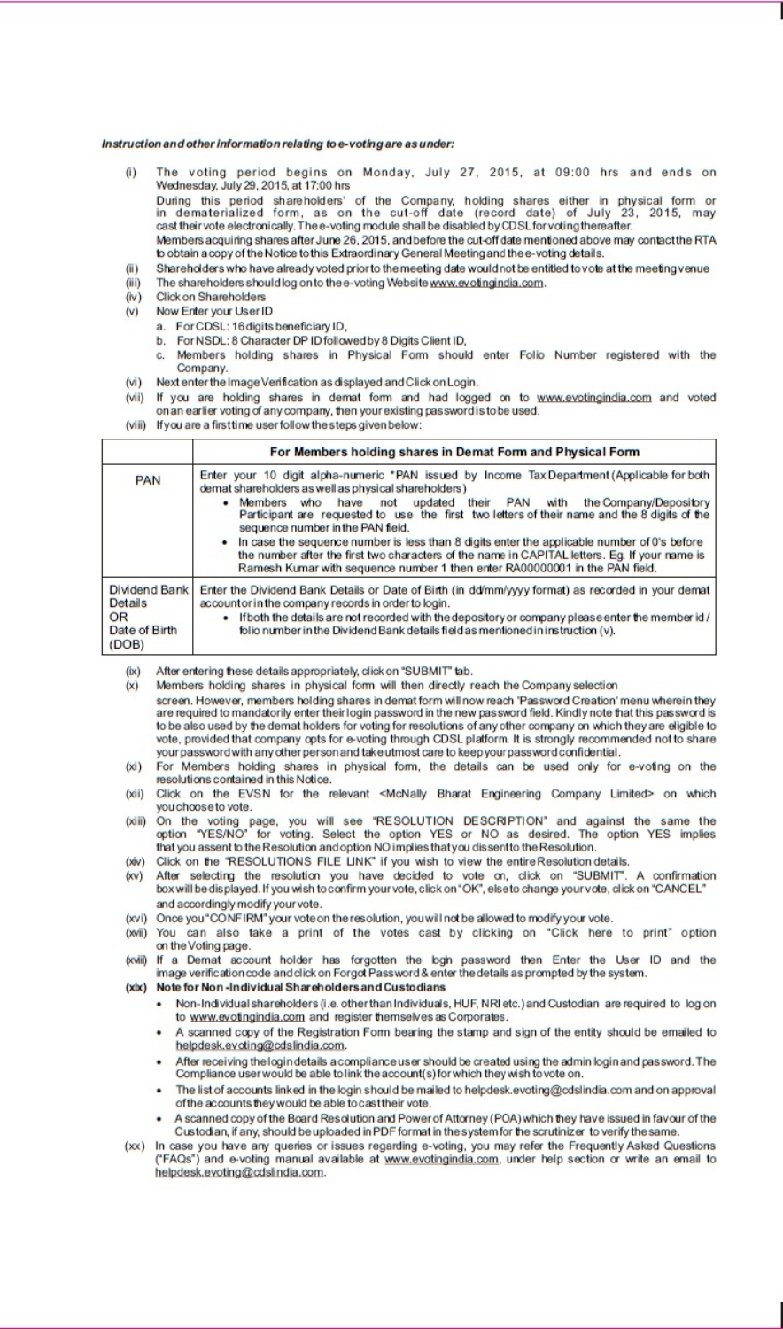***Instruction and other information relating to e-voting are as under:***

(i) The voting period begins on Monday, July 27, 2015, at 09:00 hrs and ends on Wednesday, July 29, 2015, at 17:00 hrs
During this period shareholders' of the Company, holding shares either in physical form or in dematerialized form, as on the cut-off date (record date) of July 23, 2015, may cast their vote electronically. The e-voting module shall be disabled by CDSL for voting thereafter.
Members acquiring shares after June 26, 2015, and before the cut-off date mentioned above may contact the RTA to obtain a copy of the Notice to this Extraordinary General Meeting and the e-voting details.

(ii) Shareholders who have already voted prior to the meeting date would not be entitled to vote at the meeting venue

(iii) The shareholders should log onto the e-voting Website www.evotingindia.com.

(iv) Click on Shareholders

(v) Now Enter your User ID
  a. For CDSL: 16 digits beneficiary ID,
  b. For NSDL: 8 Character DP ID followed by 8 Digits Client ID,
  c. Members holding shares in Physical Form should enter Folio Number registered with the Company.

(vi) Next enter the Image Verification as displayed and Click on Login.

(vii) If you are holding shares in demat form and had logged on to www.evotingindia.com and voted on an earlier voting of any company, then your existing password is to be used.

(viii) If you are a first time user follow the steps given below:

| | For Members holding shares in Demat Form and Physical Form |
|---|---|
| PAN | Enter your 10 digit alpha-numeric *PAN issued by Income Tax Department (Applicable for both demat shareholders as well as physical shareholders)<br>• Members who have not updated their PAN with the Company/Depository Participant are requested to use the first two letters of their name and the 8 digits of the sequence number in the PAN field.<br>• In case the sequence number is less than 8 digits enter the applicable number of 0's before the number after the first two characters of the name in CAPITAL letters. Eg. If your name is Ramesh Kumar with sequence number 1 then enter RA00000001 in the PAN field. |
| Dividend Bank Details OR Date of Birth (DOB) | Enter the Dividend Bank Details or Date of Birth (in dd/mm/yyyy format) as recorded in your demat account or in the company records in order to login.<br>• If both the details are not recorded with the depository or company please enter the member id / folio number in the Dividend Bank details field as mentioned in instruction (v). |

(ix) After entering these details appropriately, click on "SUBMIT" tab.

(x) Members holding shares in physical form will then directly reach the Company selection screen. However, members holding shares in demat form will now reach 'Password Creation' menu wherein they are required to mandatorily enter their login password in the new password field. Kindly note that this password is to be also used by the demat holders for voting for resolutions of any other company on which they are eligible to vote, provided that company opts for e-voting through CDSL platform. It is strongly recommended not to share your password with any other person and take utmost care to keep your password confidential.

(xi) For Members holding shares in physical form, the details can be used only for e-voting on the resolutions contained in this Notice.

(xii) Click on the EVSN for the relevant <McNally Bharat Engineering Company Limited> on which you choose to vote.

(xiii) On the voting page, you will see "RESOLUTION DESCRIPTION" and against the same the option "YES/NO" for voting. Select the option YES or NO as desired. The option YES implies that you assent to the Resolution and option NO implies that you dissent to the Resolution.

(xiv) Click on the "RESOLUTIONS FILE LINK" if you wish to view the entire Resolution details.

(xv) After selecting the resolution you have decided to vote on, click on "SUBMIT". A confirmation box will be displayed. If you wish to confirm your vote, click on "OK", else to change your vote, click on "CANCEL" and accordingly modify your vote.

(xvi) Once you "CONFIRM" your vote on the resolution, you will not be allowed to modify your vote.

(xvii) You can also take a print of the votes cast by clicking on "Click here to print" option on the Voting page.

(xviii) If a Demat account holder has forgotten the login password then Enter the User ID and the image verification code and click on Forgot Password & enter the details as prompted by the system.

**(xix) Note for Non-Individual Shareholders and Custodians**

- Non-Individual shareholders (i.e. other than Individuals, HUF, NRI etc.) and Custodian are required to log on to www.evotingindia.com and register themselves as Corporates.
- A scanned copy of the Registration Form bearing the stamp and sign of the entity should be emailed to helpdesk.evoting@cdslindia.com.
- After receiving the login details a compliance user should be created using the admin login and password. The Compliance user would be able to link the account(s) for which they wish to vote on.
- The list of accounts linked in the login should be mailed to helpdesk.evoting@cdslindia.com and on approval of the accounts they would be able to cast their vote.
- A scanned copy of the Board Resolution and Power of Attorney (POA) which they have issued in favour of the Custodian, if any, should be uploaded in PDF format in the system for the scrutinizer to verify the same.

(xx) In case you have any queries or issues regarding e-voting, you may refer the Frequently Asked Questions ("FAQs") and e-voting manual available at www.evotingindia.com, under help section or write an email to helpdesk.evoting@cdslindia.com.